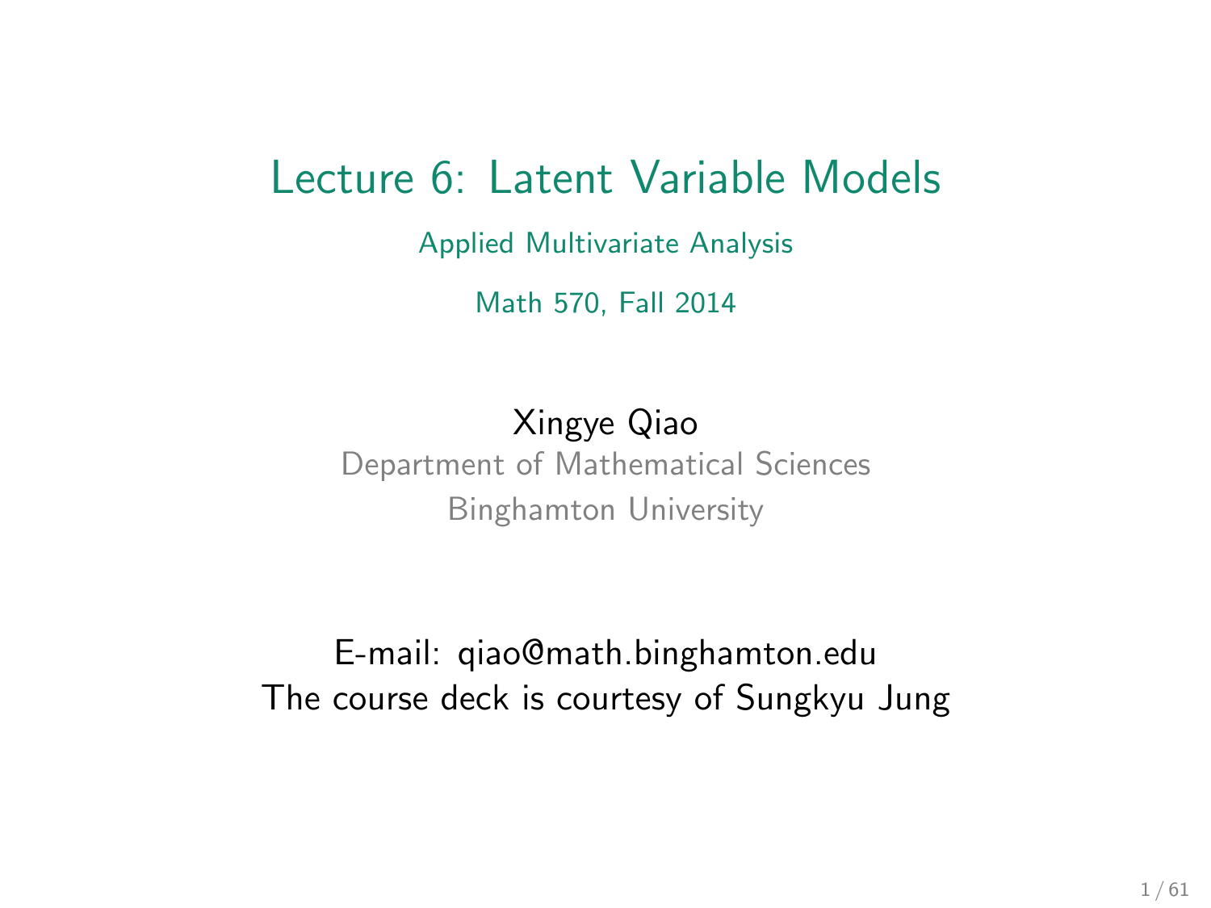# Lecture 6: Latent Variable Models

Applied Multivariate Analysis

Math 570, Fall 2014

Xingye Qiao

Department of Mathematical Sciences

Binghamton University

E-mail: qiao@math.binghamton.edu

The course deck is courtesy of Sungkyu Jung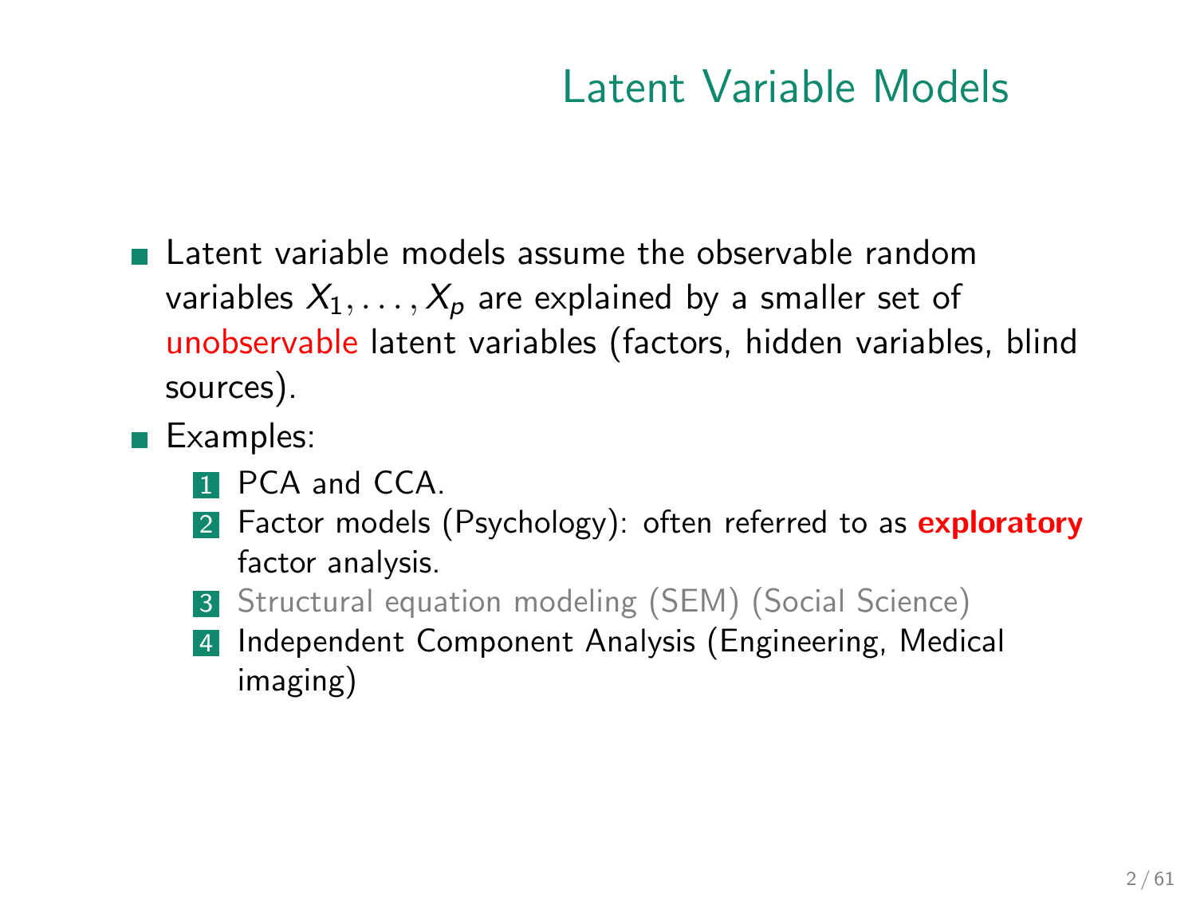# Latent Variable Models

- Latent variable models assume the observable random variables $X_1, \ldots, X_p$ are explained by a smaller set of unobservable latent variables (factors, hidden variables, blind sources).
- Examples:
  1. PCA and CCA.
  2. Factor models (Psychology): often referred to as **exploratory** factor analysis.
  3. Structural equation modeling (SEM) (Social Science)
  4. Independent Component Analysis (Engineering, Medical imaging)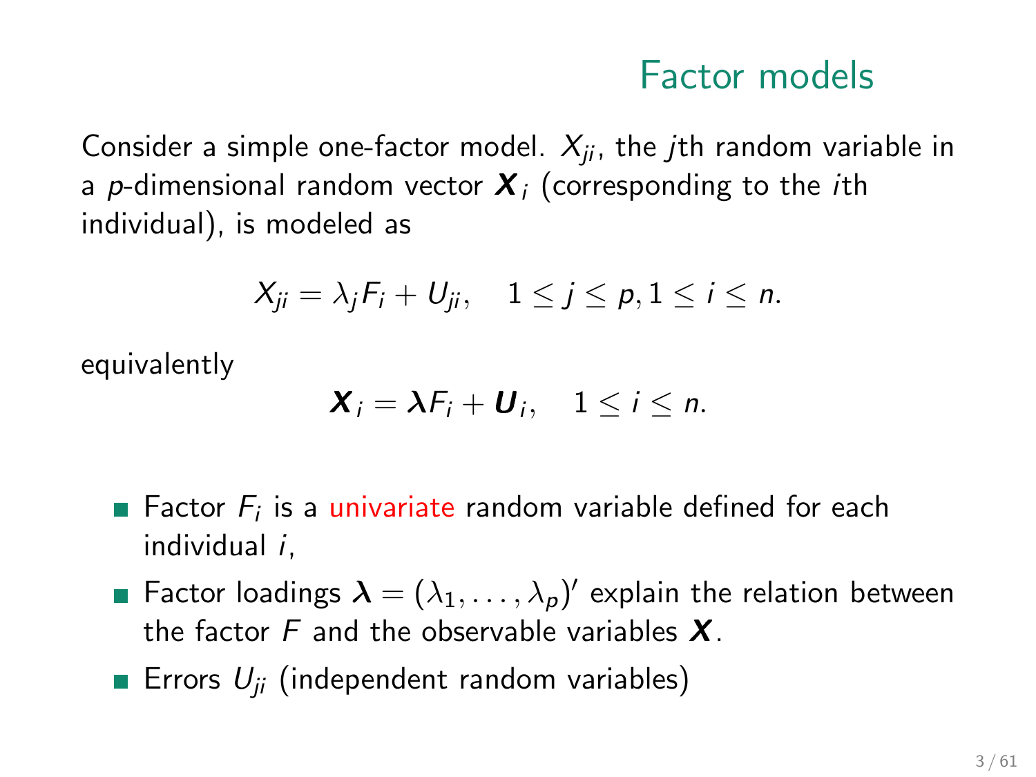## Factor models

Consider a simple one-factor model. $X_{ji}$, the $j$th random variable in a $p$-dimensional random vector $\boldsymbol{X}_i$ (corresponding to the $i$th individual), is modeled as

$$X_{ji} = \lambda_j F_i + U_{ji}, \quad 1 \leq j \leq p, 1 \leq i \leq n.$$

equivalently

$$\boldsymbol{X}_i = \boldsymbol{\lambda} F_i + \boldsymbol{U}_i, \quad 1 \leq i \leq n.$$

- Factor $F_i$ is a univariate random variable defined for each individual $i$,
- Factor loadings $\boldsymbol{\lambda} = (\lambda_1, \ldots, \lambda_p)'$ explain the relation between the factor $F$ and the observable variables $\boldsymbol{X}$.
- Errors $U_{ji}$ (independent random variables)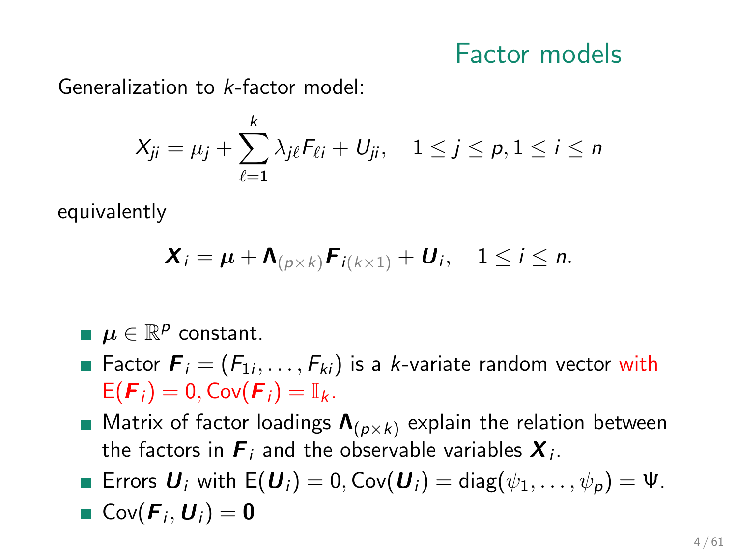# Factor models

Generalization to $k$-factor model:

$$X_{ji} = \mu_j + \sum_{\ell=1}^{k} \lambda_{j\ell} F_{\ell i} + U_{ji}, \quad 1 \leq j \leq p, 1 \leq i \leq n$$

equivalently

$$\boldsymbol{X}_i = \boldsymbol{\mu} + \boldsymbol{\Lambda}_{(p \times k)} \boldsymbol{F}_{i(k \times 1)} + \boldsymbol{U}_i, \quad 1 \leq i \leq n.$$

- $\boldsymbol{\mu} \in \mathbb{R}^p$ constant.
- Factor $\boldsymbol{F}_i = (F_{1i}, \ldots, F_{ki})$ is a $k$-variate random vector with $\mathrm{E}(\boldsymbol{F}_i) = 0, \mathrm{Cov}(\boldsymbol{F}_i) = \mathbb{I}_k$.
- Matrix of factor loadings $\boldsymbol{\Lambda}_{(p \times k)}$ explain the relation between the factors in $\boldsymbol{F}_i$ and the observable variables $\boldsymbol{X}_i$.
- Errors $\boldsymbol{U}_i$ with $\mathrm{E}(\boldsymbol{U}_i) = 0, \mathrm{Cov}(\boldsymbol{U}_i) = \mathrm{diag}(\psi_1, \ldots, \psi_p) = \Psi$.
- $\mathrm{Cov}(\boldsymbol{F}_i, \boldsymbol{U}_i) = \boldsymbol{0}$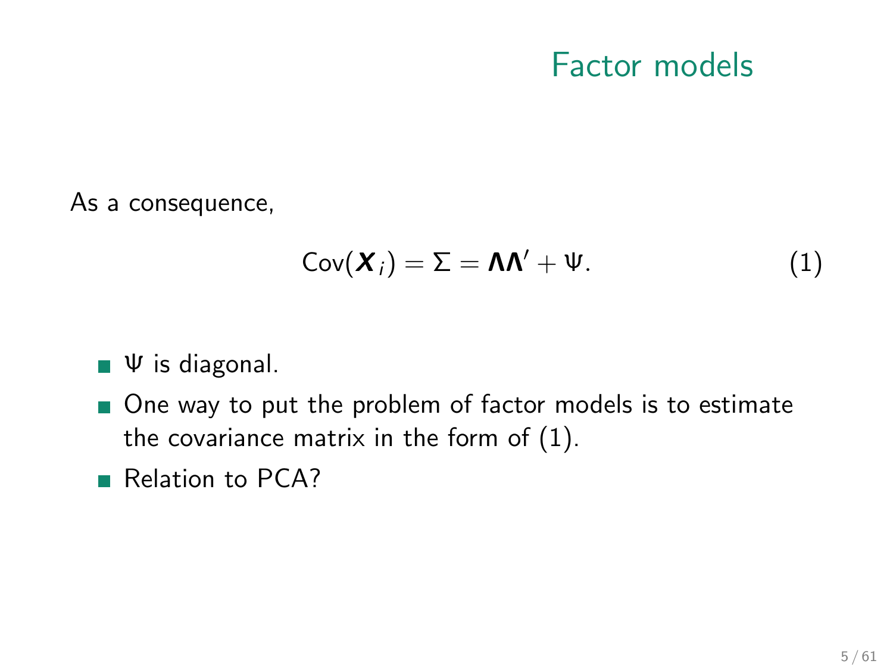# Factor models

As a consequence,

$$\mathrm{Cov}(\boldsymbol{X}_i) = \Sigma = \boldsymbol{\Lambda}\boldsymbol{\Lambda}' + \Psi. \tag{1}$$

- $\Psi$ is diagonal.
- One way to put the problem of factor models is to estimate the covariance matrix in the form of (1).
- Relation to PCA?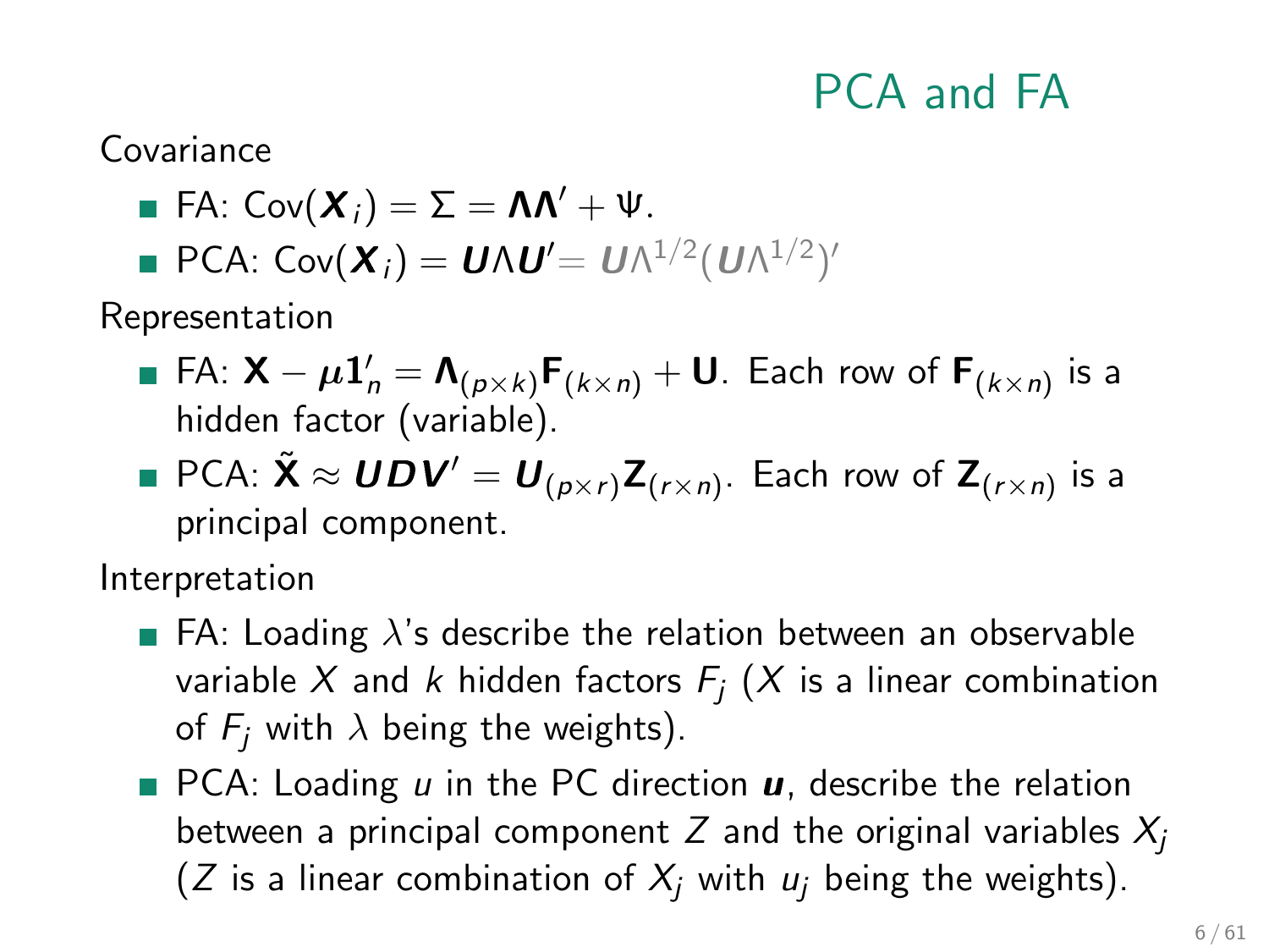# PCA and FA

Covariance

- FA: $\text{Cov}(\boldsymbol{X}_i) = \Sigma = \boldsymbol{\Lambda}\boldsymbol{\Lambda}' + \Psi$.
- PCA: $\text{Cov}(\boldsymbol{X}_i) = \boldsymbol{U}\Lambda\boldsymbol{U}' = \boldsymbol{U}\Lambda^{1/2}(\boldsymbol{U}\Lambda^{1/2})'$

Representation

- FA: $\mathbf{X} - \boldsymbol{\mu}\mathbf{1}_n' = \boldsymbol{\Lambda}_{(p\times k)}\mathbf{F}_{(k\times n)} + \mathbf{U}$. Each row of $\mathbf{F}_{(k\times n)}$ is a hidden factor (variable).
- PCA: $\tilde{\mathbf{X}} \approx \boldsymbol{UDV}' = \boldsymbol{U}_{(p\times r)}\mathbf{Z}_{(r\times n)}$. Each row of $\mathbf{Z}_{(r\times n)}$ is a principal component.

Interpretation

- FA: Loading $\lambda$'s describe the relation between an observable variable $X$ and $k$ hidden factors $F_j$ ($X$ is a linear combination of $F_j$ with $\lambda$ being the weights).
- PCA: Loading $u$ in the PC direction $\boldsymbol{u}$, describe the relation between a principal component $Z$ and the original variables $X_j$ ($Z$ is a linear combination of $X_j$ with $u_j$ being the weights).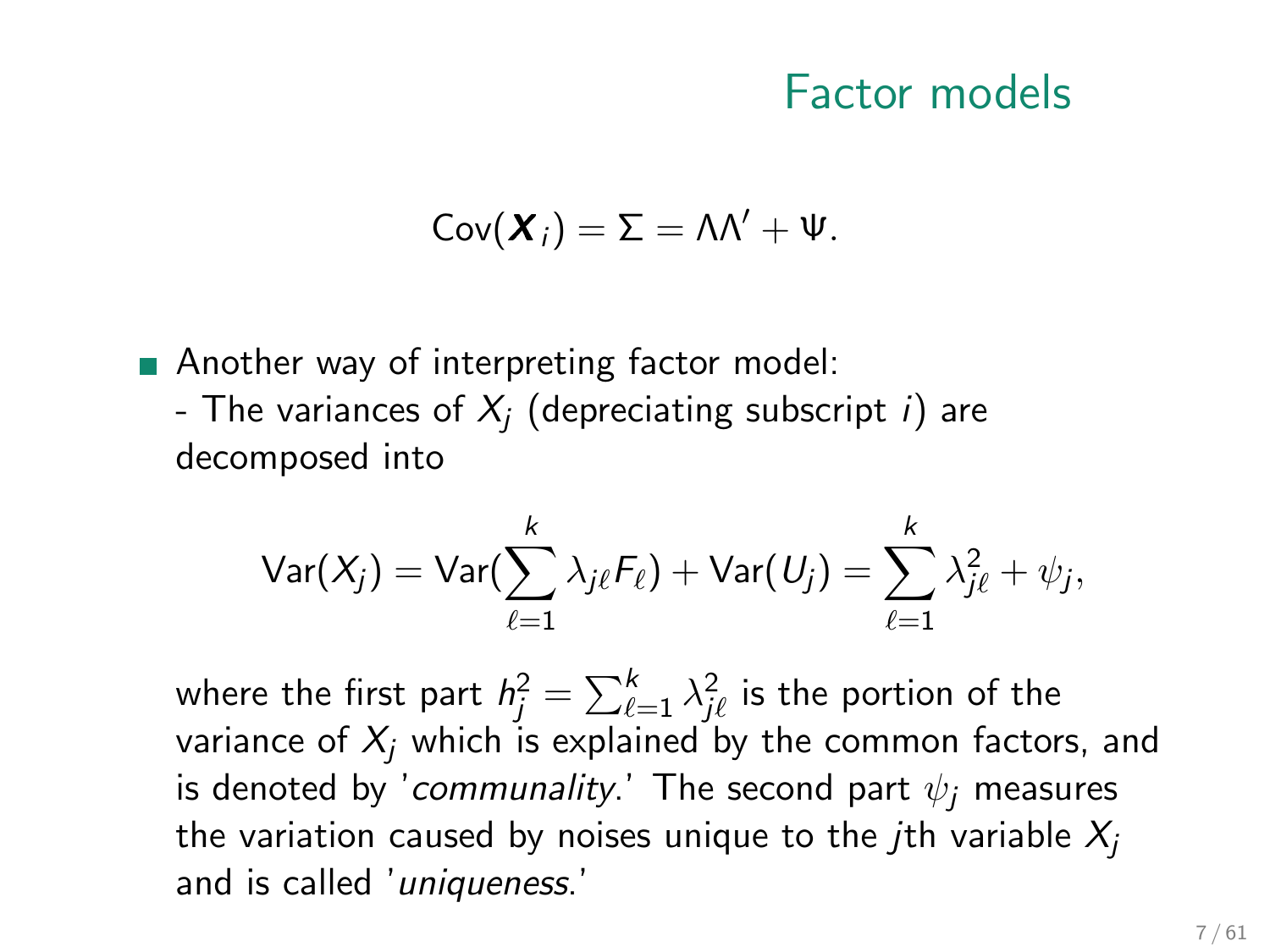# Factor models

$$\text{Cov}(\boldsymbol{X}_i) = \Sigma = \Lambda\Lambda' + \Psi.$$

- Another way of interpreting factor model:
  - The variances of $X_j$ (depreciating subscript $i$) are decomposed into

$$\text{Var}(X_j) = \text{Var}(\sum_{\ell=1}^{k} \lambda_{j\ell} F_\ell) + \text{Var}(U_j) = \sum_{\ell=1}^{k} \lambda_{j\ell}^2 + \psi_j,$$

where the first part $h_j^2 = \sum_{\ell=1}^{k} \lambda_{j\ell}^2$ is the portion of the variance of $X_j$ which is explained by the common factors, and is denoted by '*communality*.' The second part $\psi_j$ measures the variation caused by noises unique to the $j$th variable $X_j$ and is called '*uniqueness*.'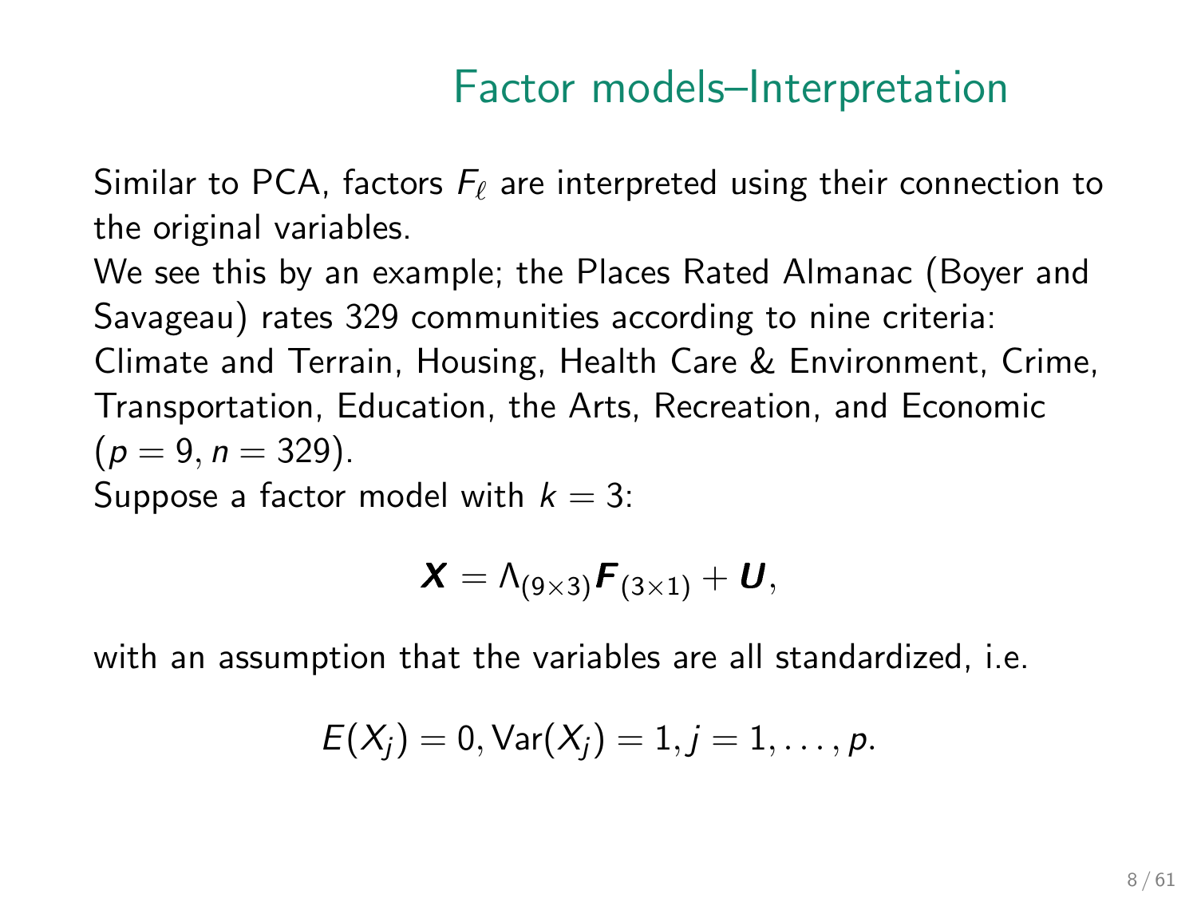# Factor models–Interpretation

Similar to PCA, factors $F_\ell$ are interpreted using their connection to the original variables.

We see this by an example; the Places Rated Almanac (Boyer and Savageau) rates 329 communities according to nine criteria: Climate and Terrain, Housing, Health Care & Environment, Crime, Transportation, Education, the Arts, Recreation, and Economic ($p = 9, n = 329$).

Suppose a factor model with $k = 3$:

$$\boldsymbol{X} = \Lambda_{(9\times 3)}\boldsymbol{F}_{(3\times 1)} + \boldsymbol{U},$$

with an assumption that the variables are all standardized, i.e.

$$E(X_j) = 0, \mathrm{Var}(X_j) = 1, j = 1, \ldots, p.$$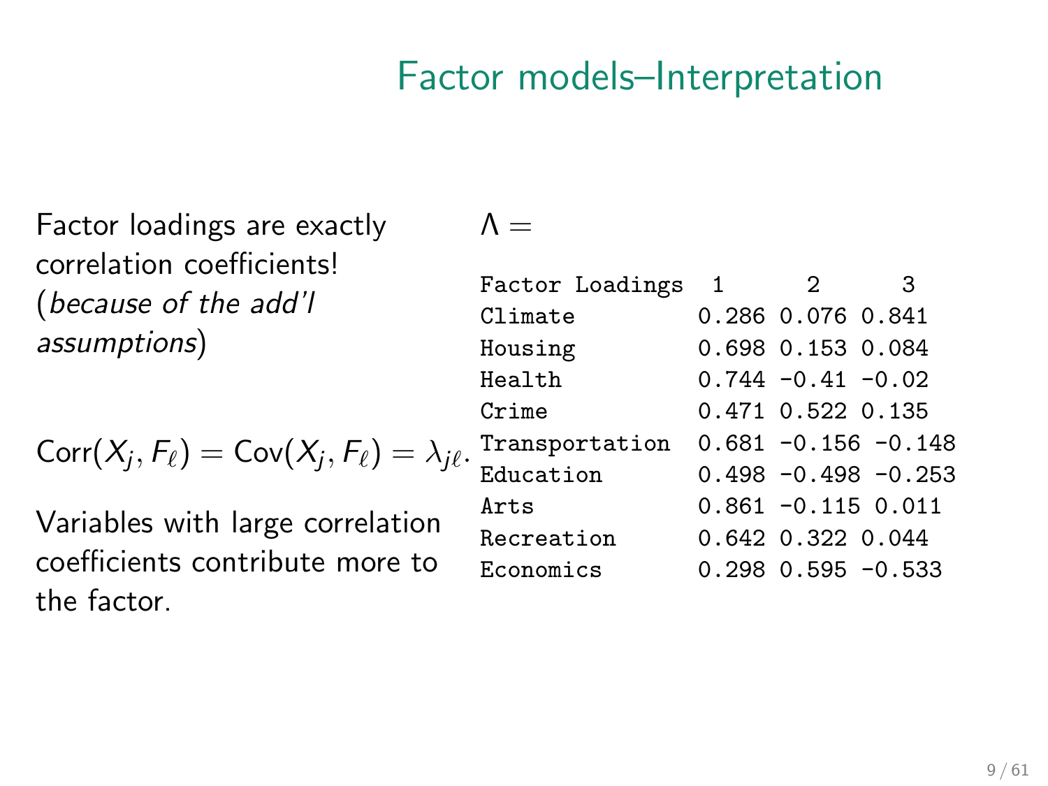# Factor models–Interpretation

Factor loadings are exactly correlation coefficients! (*because of the add'l assumptions*)

$$\mathrm{Corr}(X_j, F_\ell) = \mathrm{Cov}(X_j, F_\ell) = \lambda_{j\ell}.$$

Variables with large correlation coefficients contribute more to the factor.

$\Lambda =$

| Factor Loadings | 1 | 2 | 3 |
|---|---|---|---|
| Climate | 0.286 | 0.076 | 0.841 |
| Housing | 0.698 | 0.153 | 0.084 |
| Health | 0.744 | -0.41 | -0.02 |
| Crime | 0.471 | 0.522 | 0.135 |
| Transportation | 0.681 | -0.156 | -0.148 |
| Education | 0.498 | -0.498 | -0.253 |
| Arts | 0.861 | -0.115 | 0.011 |
| Recreation | 0.642 | 0.322 | 0.044 |
| Economics | 0.298 | 0.595 | -0.533 |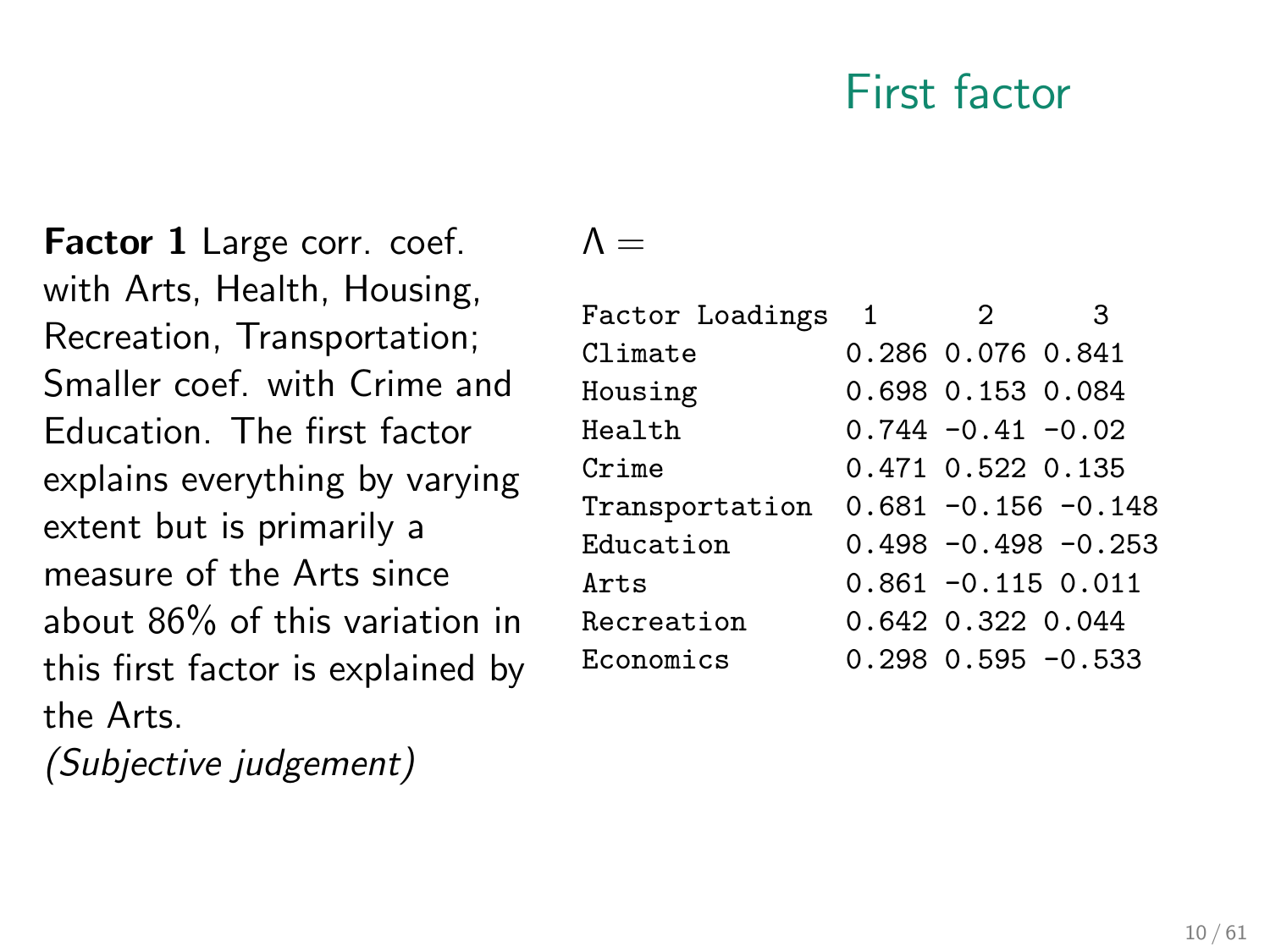# First factor

**Factor 1** Large corr. coef. with Arts, Health, Housing, Recreation, Transportation; Smaller coef. with Crime and Education. The first factor explains everything by varying extent but is primarily a measure of the Arts since about 86% of this variation in this first factor is explained by the Arts.
*(Subjective judgement)*

$\Lambda =$

| Factor Loadings | 1 | 2 | 3 |
|---|---|---|---|
| Climate | 0.286 | 0.076 | 0.841 |
| Housing | 0.698 | 0.153 | 0.084 |
| Health | 0.744 | -0.41 | -0.02 |
| Crime | 0.471 | 0.522 | 0.135 |
| Transportation | 0.681 | -0.156 | -0.148 |
| Education | 0.498 | -0.498 | -0.253 |
| Arts | 0.861 | -0.115 | 0.011 |
| Recreation | 0.642 | 0.322 | 0.044 |
| Economics | 0.298 | 0.595 | -0.533 |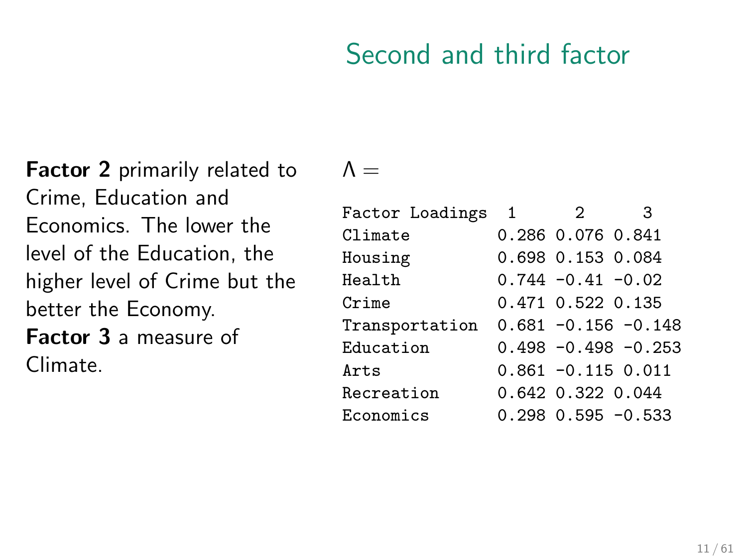# Second and third factor

**Factor 2** primarily related to Crime, Education and Economics. The lower the level of the Education, the higher level of Crime but the better the Economy.
**Factor 3** a measure of Climate.

$\Lambda =$

| Factor Loadings | 1 | 2 | 3 |
|---|---|---|---|
| Climate | 0.286 | 0.076 | 0.841 |
| Housing | 0.698 | 0.153 | 0.084 |
| Health | 0.744 | -0.41 | -0.02 |
| Crime | 0.471 | 0.522 | 0.135 |
| Transportation | 0.681 | -0.156 | -0.148 |
| Education | 0.498 | -0.498 | -0.253 |
| Arts | 0.861 | -0.115 | 0.011 |
| Recreation | 0.642 | 0.322 | 0.044 |
| Economics | 0.298 | 0.595 | -0.533 |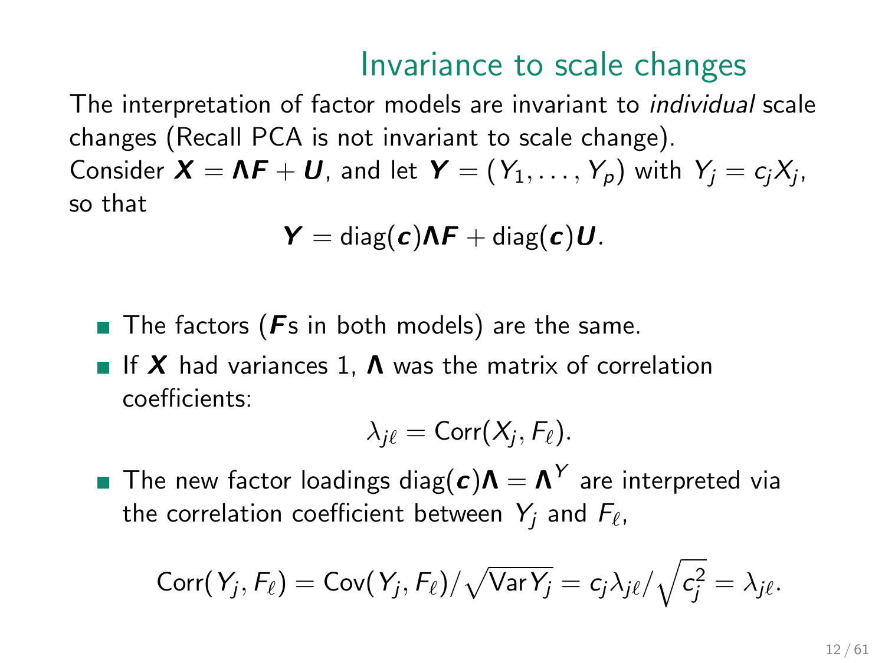# Invariance to scale changes

The interpretation of factor models are invariant to *individual* scale changes (Recall PCA is not invariant to scale change).
Consider $\boldsymbol{X} = \boldsymbol{\Lambda} \boldsymbol{F} + \boldsymbol{U}$, and let $\boldsymbol{Y} = (Y_1, \ldots, Y_p)$ with $Y_j = c_j X_j$, so that

$$\boldsymbol{Y} = \text{diag}(\boldsymbol{c}) \boldsymbol{\Lambda} \boldsymbol{F} + \text{diag}(\boldsymbol{c}) \boldsymbol{U}.$$

- The factors ($\boldsymbol{F}$s in both models) are the same.
- If $\boldsymbol{X}$ had variances 1, $\boldsymbol{\Lambda}$ was the matrix of correlation coefficients:

$$\lambda_{j\ell} = \text{Corr}(X_j, F_\ell).$$

- The new factor loadings $\text{diag}(\boldsymbol{c})\boldsymbol{\Lambda} = \boldsymbol{\Lambda}^Y$ are interpreted via the correlation coefficient between $Y_j$ and $F_\ell$,

$$\text{Corr}(Y_j, F_\ell) = \text{Cov}(Y_j, F_\ell) / \sqrt{\text{Var} Y_j} = c_j \lambda_{j\ell} / \sqrt{c_j^2} = \lambda_{j\ell}.$$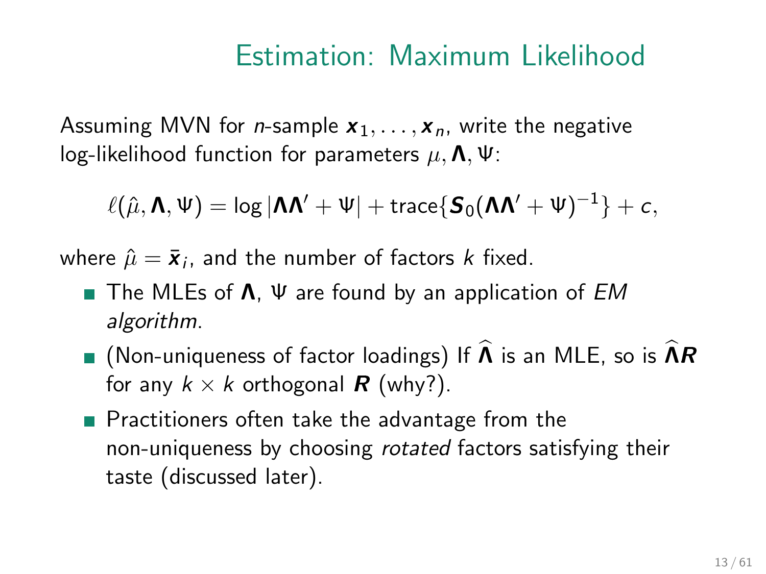# Estimation: Maximum Likelihood

Assuming MVN for $n$-sample $\boldsymbol{x}_1, \ldots, \boldsymbol{x}_n$, write the negative log-likelihood function for parameters $\mu, \boldsymbol{\Lambda}, \Psi$:

$$\ell(\hat{\mu}, \boldsymbol{\Lambda}, \Psi) = \log|\boldsymbol{\Lambda}\boldsymbol{\Lambda}' + \Psi| + \text{trace}\{\boldsymbol{S}_0(\boldsymbol{\Lambda}\boldsymbol{\Lambda}' + \Psi)^{-1}\} + c,$$

where $\hat{\mu} = \bar{\boldsymbol{x}}_i$, and the number of factors $k$ fixed.

- The MLEs of $\boldsymbol{\Lambda}$, $\Psi$ are found by an application of *EM algorithm*.
- (Non-uniqueness of factor loadings) If $\widehat{\boldsymbol{\Lambda}}$ is an MLE, so is $\widehat{\boldsymbol{\Lambda}}\boldsymbol{R}$ for any $k \times k$ orthogonal $\boldsymbol{R}$ (why?).
- Practitioners often take the advantage from the non-uniqueness by choosing *rotated* factors satisfying their taste (discussed later).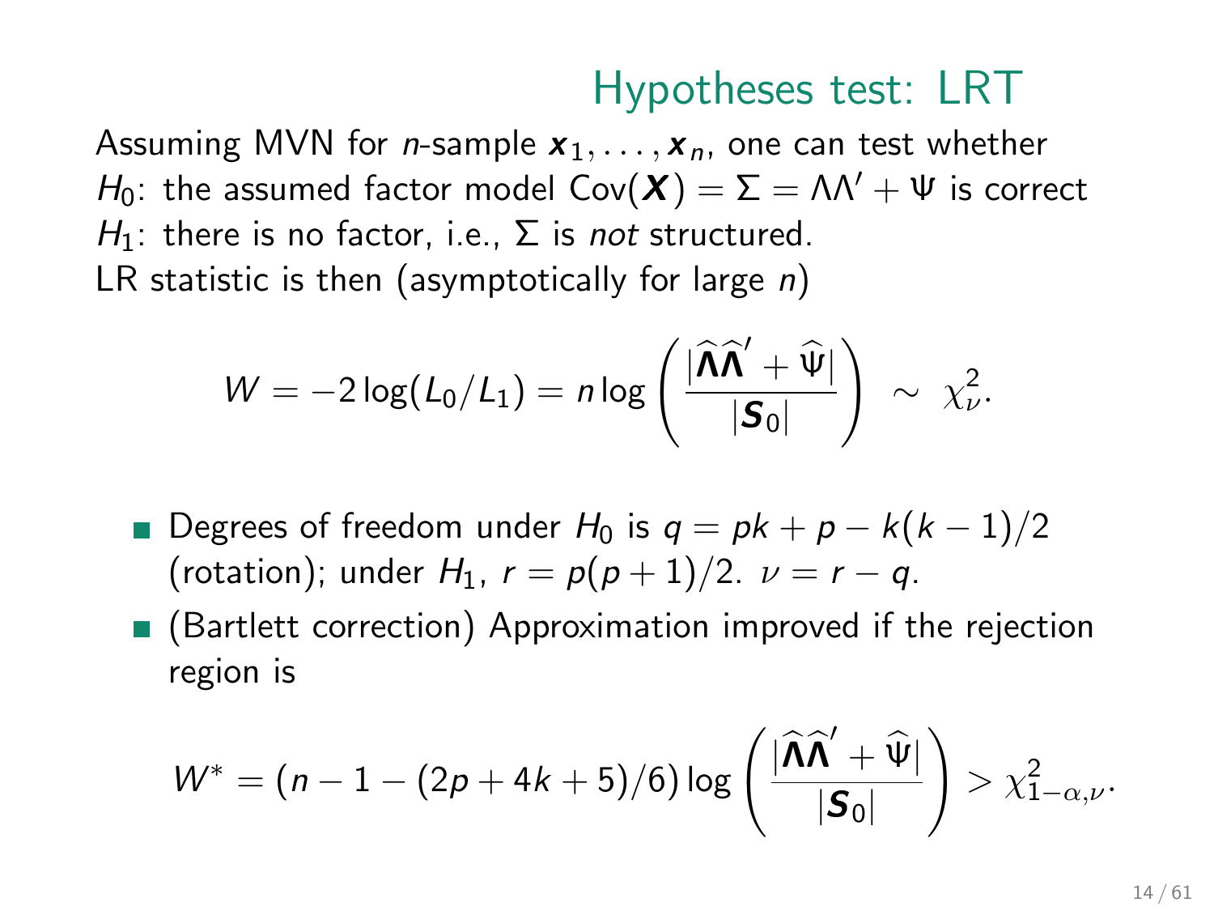## Hypotheses test: LRT

Assuming MVN for $n$-sample $\boldsymbol{x}_1, \ldots, \boldsymbol{x}_n$, one can test whether
$H_0$: the assumed factor model $\text{Cov}(\boldsymbol{X}) = \Sigma = \Lambda\Lambda' + \Psi$ is correct
$H_1$: there is no factor, i.e., $\Sigma$ is *not* structured.
LR statistic is then (asymptotically for large $n$)

$$W = -2\log(L_0/L_1) = n\log\left(\frac{|\widehat{\boldsymbol{\Lambda}}\widehat{\boldsymbol{\Lambda}}' + \widehat{\Psi}|}{|\boldsymbol{S}_0|}\right) \sim \chi^2_\nu.$$

- Degrees of freedom under $H_0$ is $q = pk + p - k(k-1)/2$ (rotation); under $H_1$, $r = p(p+1)/2$. $\nu = r - q$.
- (Bartlett correction) Approximation improved if the rejection region is

$$W^* = (n - 1 - (2p + 4k + 5)/6)\log\left(\frac{|\widehat{\boldsymbol{\Lambda}}\widehat{\boldsymbol{\Lambda}}' + \widehat{\Psi}|}{|\boldsymbol{S}_0|}\right) > \chi^2_{1-\alpha,\nu}.$$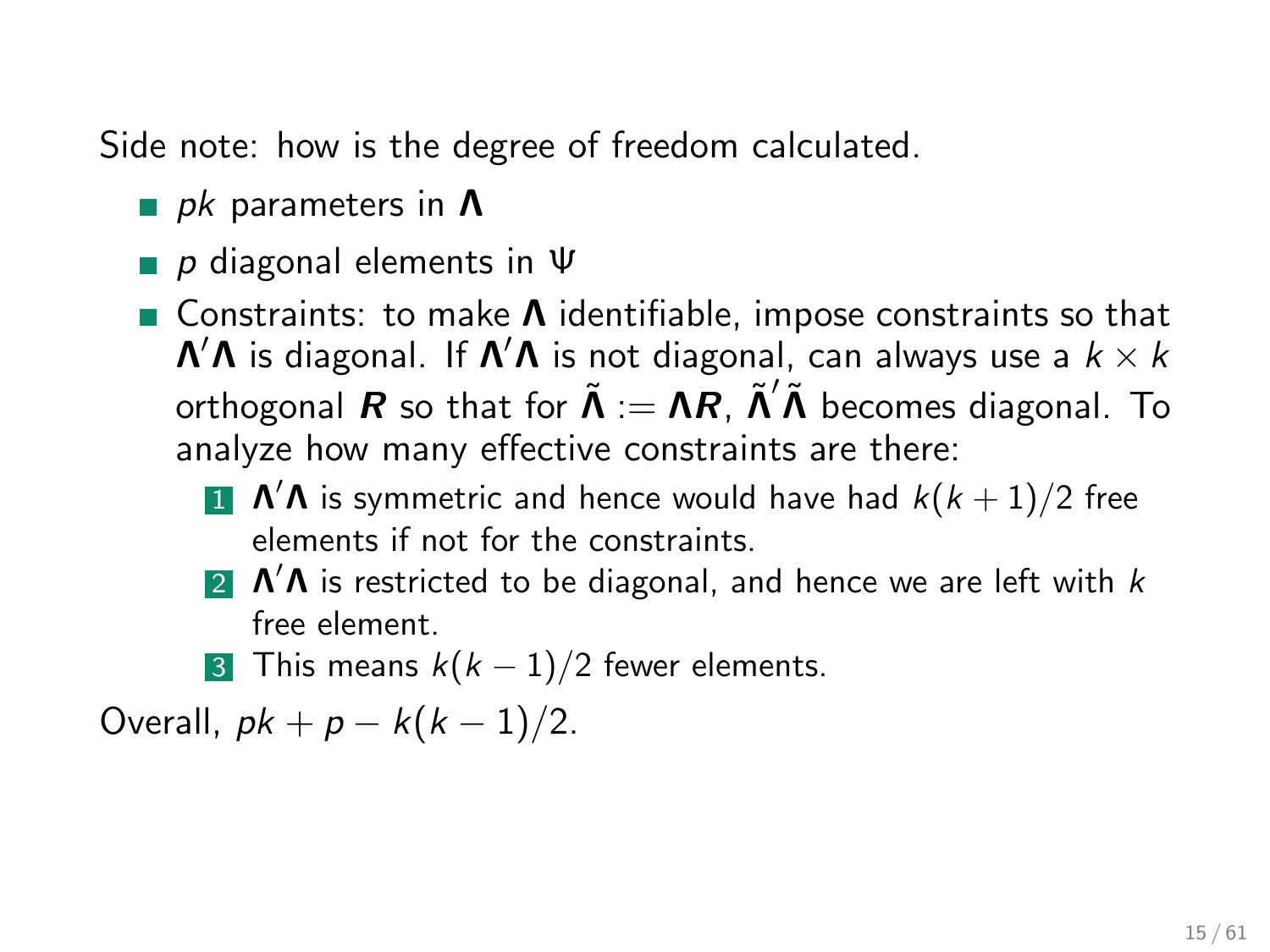Side note: how is the degree of freedom calculated.

- $pk$ parameters in $\boldsymbol{\Lambda}$
- $p$ diagonal elements in $\Psi$
- Constraints: to make $\boldsymbol{\Lambda}$ identifiable, impose constraints so that $\boldsymbol{\Lambda}'\boldsymbol{\Lambda}$ is diagonal. If $\boldsymbol{\Lambda}'\boldsymbol{\Lambda}$ is not diagonal, can always use a $k \times k$ orthogonal $\boldsymbol{R}$ so that for $\tilde{\boldsymbol{\Lambda}} := \boldsymbol{\Lambda}\boldsymbol{R}$, $\tilde{\boldsymbol{\Lambda}}'\tilde{\boldsymbol{\Lambda}}$ becomes diagonal. To analyze how many effective constraints are there:
  1. $\boldsymbol{\Lambda}'\boldsymbol{\Lambda}$ is symmetric and hence would have had $k(k+1)/2$ free elements if not for the constraints.
  2. $\boldsymbol{\Lambda}'\boldsymbol{\Lambda}$ is restricted to be diagonal, and hence we are left with $k$ free element.
  3. This means $k(k-1)/2$ fewer elements.

Overall, $pk + p - k(k-1)/2$.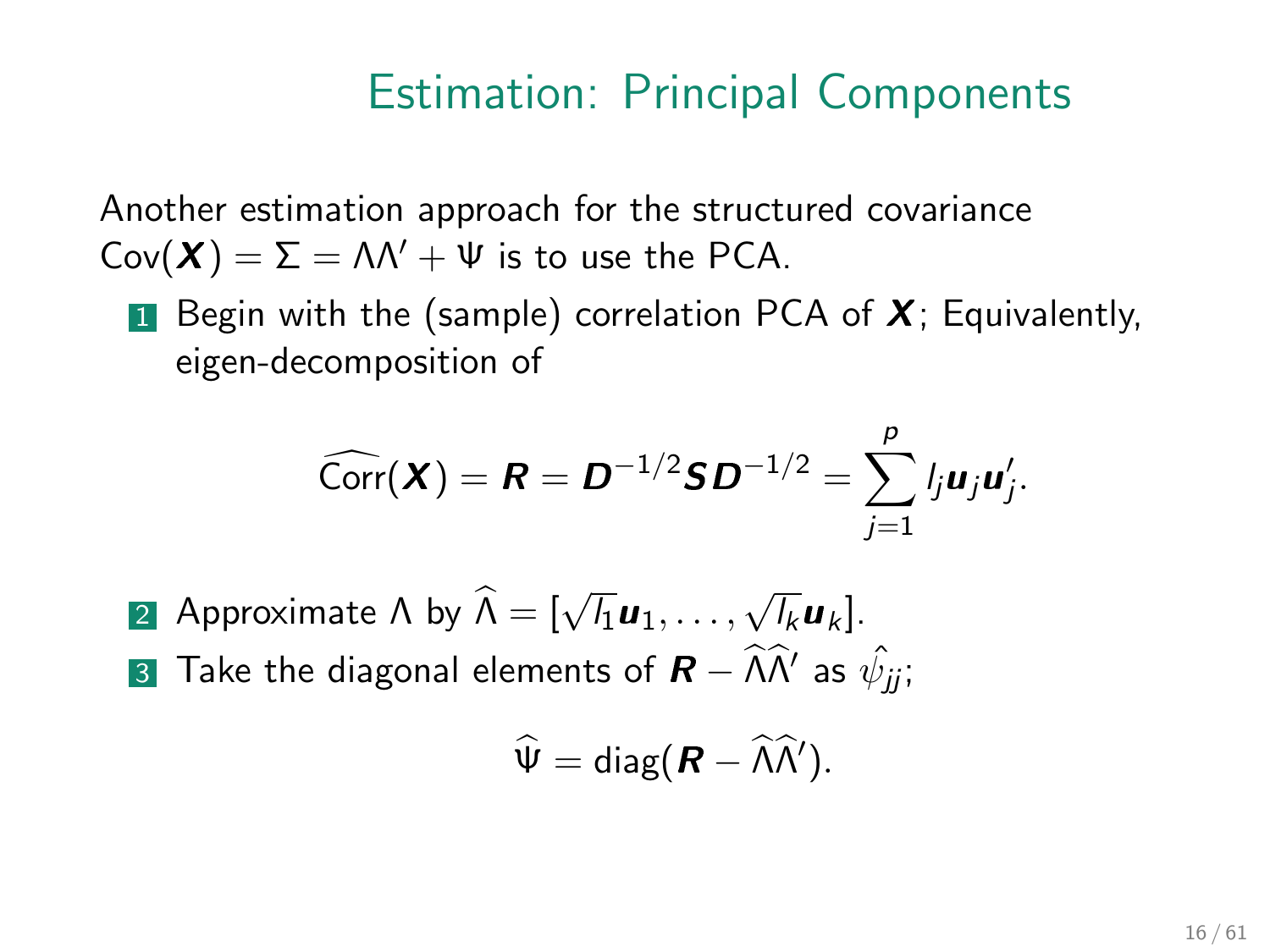# Estimation: Principal Components

Another estimation approach for the structured covariance $\text{Cov}(\boldsymbol{X}) = \Sigma = \Lambda\Lambda' + \Psi$ is to use the PCA.

1. Begin with the (sample) correlation PCA of $\boldsymbol{X}$; Equivalently, eigen-decomposition of

$$\widehat{\text{Corr}}(\boldsymbol{X}) = \boldsymbol{R} = \boldsymbol{D}^{-1/2}\boldsymbol{S}\boldsymbol{D}^{-1/2} = \sum_{j=1}^{p} l_j \boldsymbol{u}_j \boldsymbol{u}_j'.$$

2. Approximate $\Lambda$ by $\widehat{\Lambda} = [\sqrt{l_1}\boldsymbol{u}_1, \ldots, \sqrt{l_k}\boldsymbol{u}_k]$.
3. Take the diagonal elements of $\boldsymbol{R} - \widehat{\Lambda}\widehat{\Lambda}'$ as $\hat{\psi}_{jj}$;

$$\widehat{\Psi} = \text{diag}(\boldsymbol{R} - \widehat{\Lambda}\widehat{\Lambda}').$$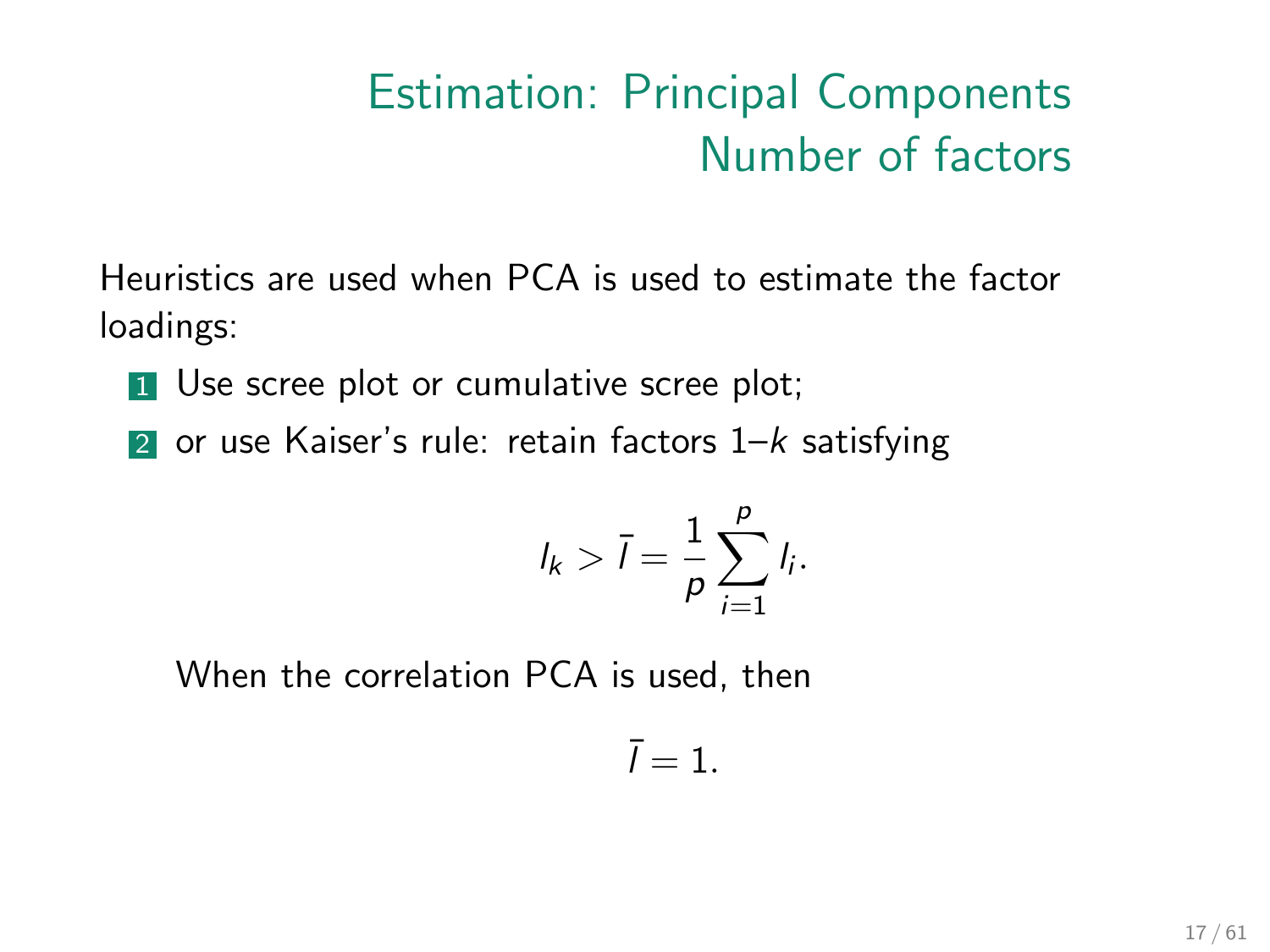# Estimation: Principal Components
## Number of factors

Heuristics are used when PCA is used to estimate the factor loadings:

1. Use scree plot or cumulative scree plot;
2. or use Kaiser's rule: retain factors 1–$k$ satisfying

$$l_k > \bar{l} = \frac{1}{p} \sum_{i=1}^{p} l_i.$$

   When the correlation PCA is used, then

$$\bar{l} = 1.$$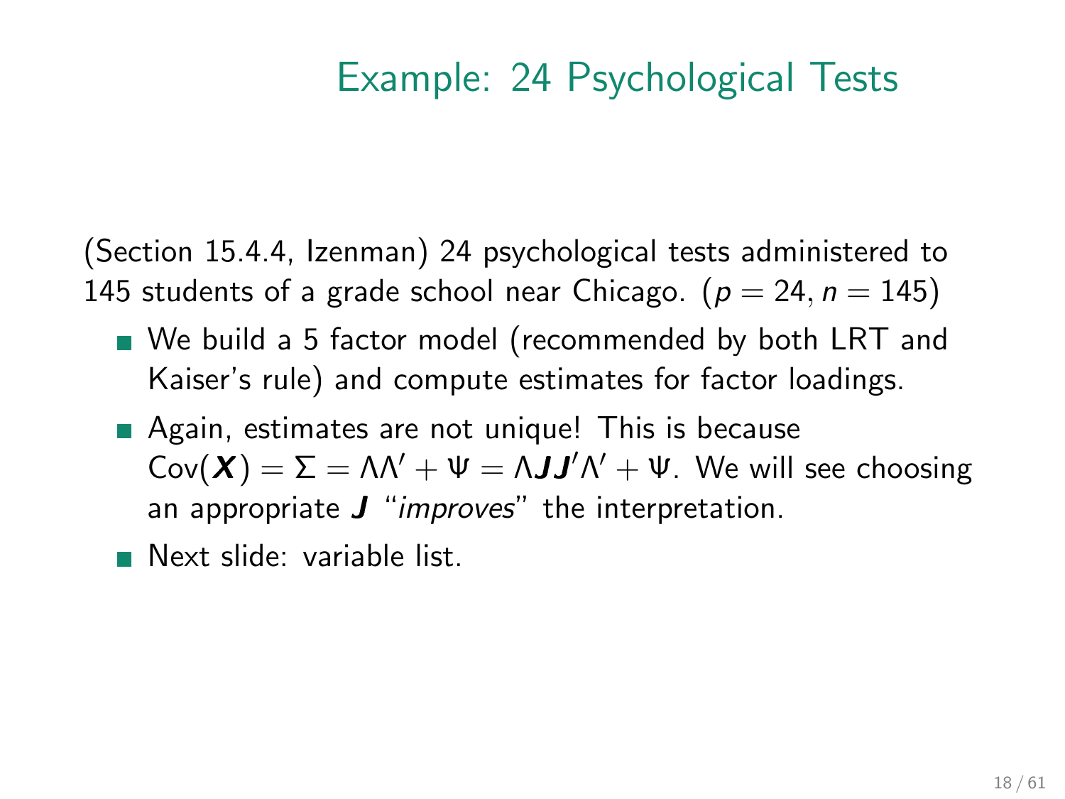# Example: 24 Psychological Tests

(Section 15.4.4, Izenman) 24 psychological tests administered to 145 students of a grade school near Chicago. ($p = 24, n = 145$)

- We build a 5 factor model (recommended by both LRT and Kaiser's rule) and compute estimates for factor loadings.
- Again, estimates are not unique! This is because $\text{Cov}(\boldsymbol{X}) = \Sigma = \Lambda\Lambda' + \Psi = \Lambda\boldsymbol{J}\boldsymbol{J}'\Lambda' + \Psi$. We will see choosing an appropriate $\boldsymbol{J}$ "*improves*" the interpretation.
- Next slide: variable list.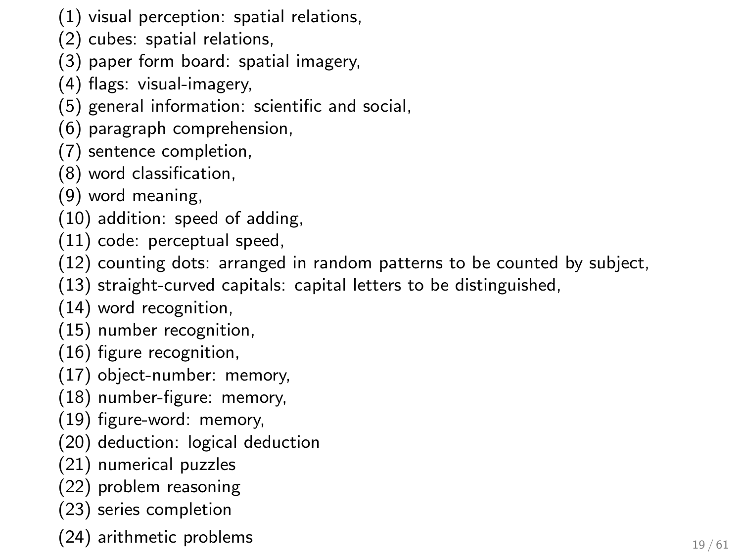(1) visual perception: spatial relations,
(2) cubes: spatial relations,
(3) paper form board: spatial imagery,
(4) flags: visual-imagery,
(5) general information: scientific and social,
(6) paragraph comprehension,
(7) sentence completion,
(8) word classification,
(9) word meaning,
(10) addition: speed of adding,
(11) code: perceptual speed,
(12) counting dots: arranged in random patterns to be counted by subject,
(13) straight-curved capitals: capital letters to be distinguished,
(14) word recognition,
(15) number recognition,
(16) figure recognition,
(17) object-number: memory,
(18) number-figure: memory,
(19) figure-word: memory,
(20) deduction: logical deduction
(21) numerical puzzles
(22) problem reasoning
(23) series completion
(24) arithmetic problems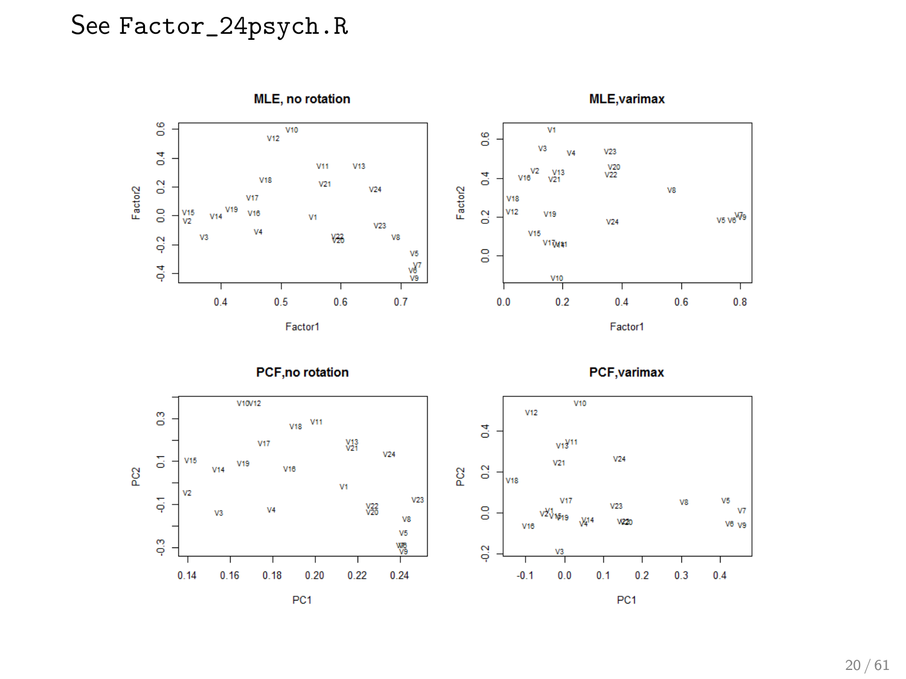See `Factor_24psych.R`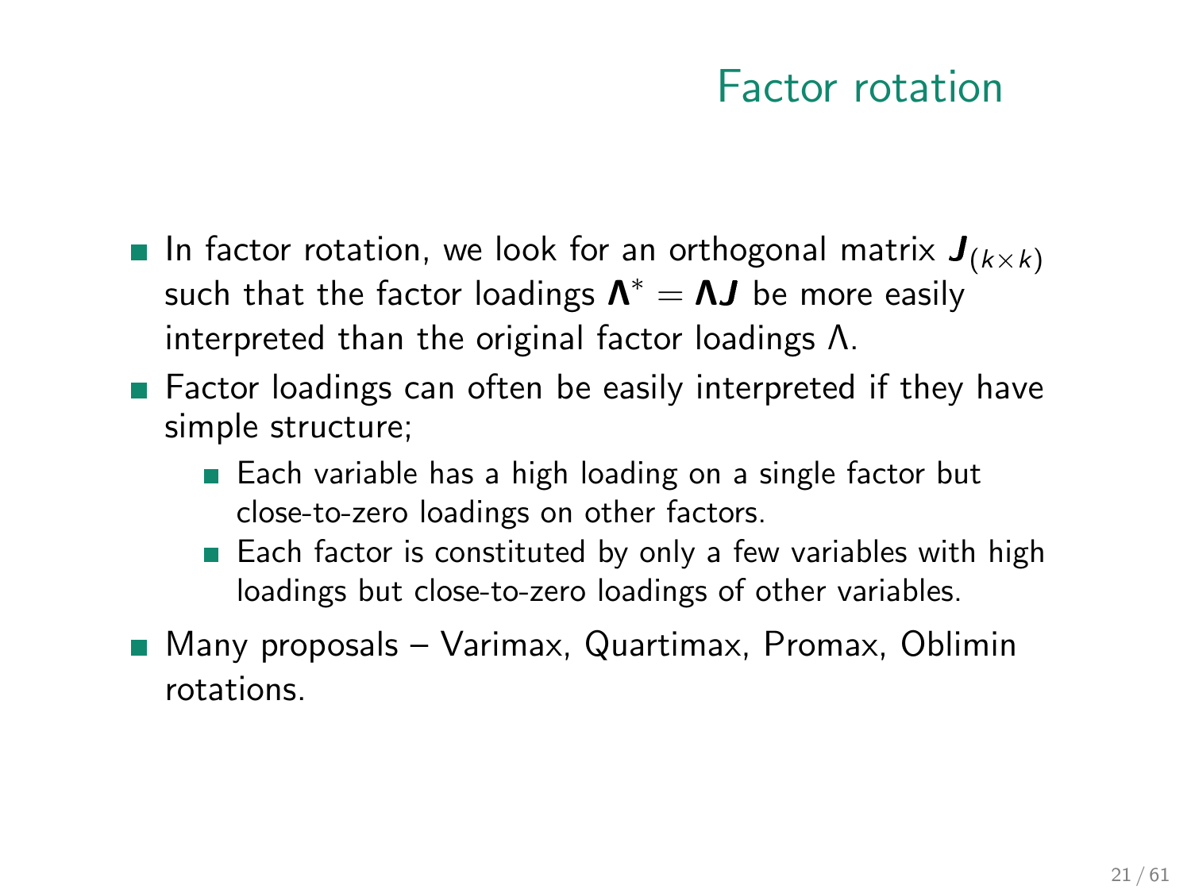# Factor rotation

- In factor rotation, we look for an orthogonal matrix $\boldsymbol{J}_{(k \times k)}$ such that the factor loadings $\boldsymbol{\Lambda}^* = \boldsymbol{\Lambda J}$ be more easily interpreted than the original factor loadings $\Lambda$.
- Factor loadings can often be easily interpreted if they have simple structure;
  - Each variable has a high loading on a single factor but close-to-zero loadings on other factors.
  - Each factor is constituted by only a few variables with high loadings but close-to-zero loadings of other variables.
- Many proposals – Varimax, Quartimax, Promax, Oblimin rotations.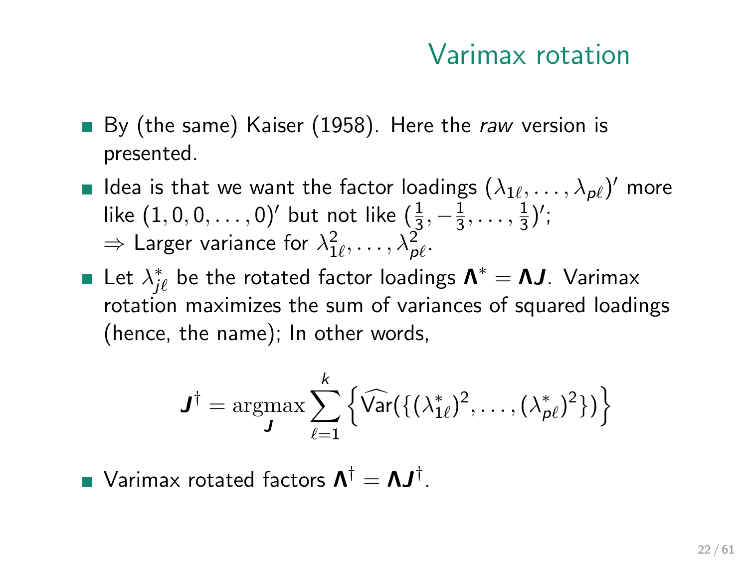# Varimax rotation

- By (the same) Kaiser (1958). Here the *raw* version is presented.
- Idea is that we want the factor loadings $(\lambda_{1\ell}, \ldots, \lambda_{p\ell})'$ more like $(1, 0, 0, \ldots, 0)'$ but not like $(\frac{1}{3}, -\frac{1}{3}, \ldots, \frac{1}{3})'$;
  $\Rightarrow$ Larger variance for $\lambda_{1\ell}^2, \ldots, \lambda_{p\ell}^2$.
- Let $\lambda_{j\ell}^*$ be the rotated factor loadings $\boldsymbol{\Lambda}^* = \boldsymbol{\Lambda}\boldsymbol{J}$. Varimax rotation maximizes the sum of variances of squared loadings (hence, the name); In other words,

$$\boldsymbol{J}^\dagger = \underset{\boldsymbol{J}}{\operatorname{argmax}} \sum_{\ell=1}^{k} \left\{ \widehat{\mathsf{Var}}(\{(\lambda_{1\ell}^*)^2, \ldots, (\lambda_{p\ell}^*)^2\}) \right\}$$

- Varimax rotated factors $\boldsymbol{\Lambda}^\dagger = \boldsymbol{\Lambda}\boldsymbol{J}^\dagger$.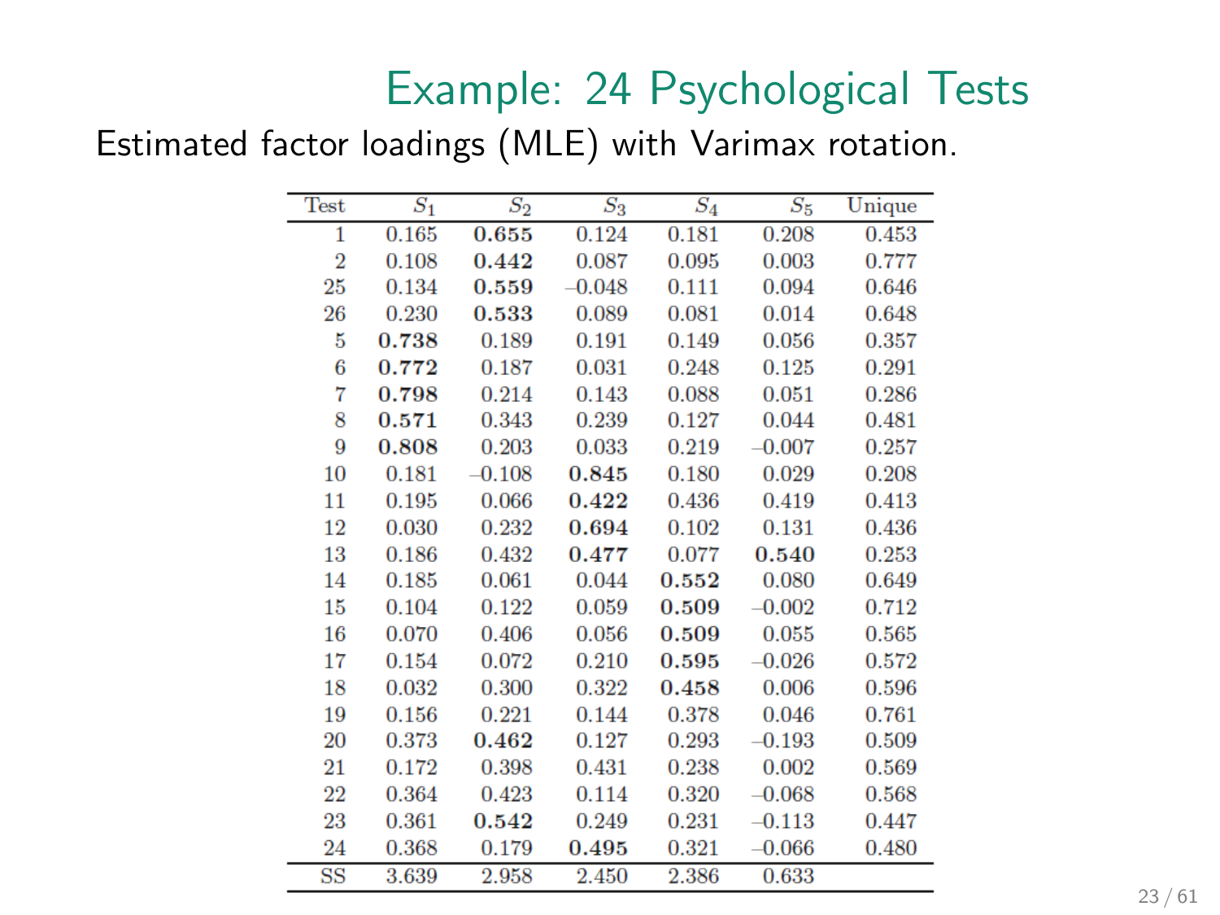# Example: 24 Psychological Tests

Estimated factor loadings (MLE) with Varimax rotation.

| Test | $S_1$ | $S_2$ | $S_3$ | $S_4$ | $S_5$ | Unique |
|---|---|---|---|---|---|---|
| 1 | 0.165 | **0.655** | 0.124 | 0.181 | 0.208 | 0.453 |
| 2 | 0.108 | **0.442** | 0.087 | 0.095 | 0.003 | 0.777 |
| 25 | 0.134 | **0.559** | –0.048 | 0.111 | 0.094 | 0.646 |
| 26 | 0.230 | **0.533** | 0.089 | 0.081 | 0.014 | 0.648 |
| 5 | **0.738** | 0.189 | 0.191 | 0.149 | 0.056 | 0.357 |
| 6 | **0.772** | 0.187 | 0.031 | 0.248 | 0.125 | 0.291 |
| 7 | **0.798** | 0.214 | 0.143 | 0.088 | 0.051 | 0.286 |
| 8 | **0.571** | 0.343 | 0.239 | 0.127 | 0.044 | 0.481 |
| 9 | **0.808** | 0.203 | 0.033 | 0.219 | –0.007 | 0.257 |
| 10 | 0.181 | –0.108 | **0.845** | 0.180 | 0.029 | 0.208 |
| 11 | 0.195 | 0.066 | **0.422** | 0.436 | 0.419 | 0.413 |
| 12 | 0.030 | 0.232 | **0.694** | 0.102 | 0.131 | 0.436 |
| 13 | 0.186 | 0.432 | **0.477** | 0.077 | **0.540** | 0.253 |
| 14 | 0.185 | 0.061 | 0.044 | **0.552** | 0.080 | 0.649 |
| 15 | 0.104 | 0.122 | 0.059 | **0.509** | –0.002 | 0.712 |
| 16 | 0.070 | 0.406 | 0.056 | **0.509** | 0.055 | 0.565 |
| 17 | 0.154 | 0.072 | 0.210 | **0.595** | –0.026 | 0.572 |
| 18 | 0.032 | 0.300 | 0.322 | **0.458** | 0.006 | 0.596 |
| 19 | 0.156 | 0.221 | 0.144 | 0.378 | 0.046 | 0.761 |
| 20 | 0.373 | **0.462** | 0.127 | 0.293 | –0.193 | 0.509 |
| 21 | 0.172 | 0.398 | 0.431 | 0.238 | 0.002 | 0.569 |
| 22 | 0.364 | 0.423 | 0.114 | 0.320 | –0.068 | 0.568 |
| 23 | 0.361 | **0.542** | 0.249 | 0.231 | –0.113 | 0.447 |
| 24 | 0.368 | 0.179 | **0.495** | 0.321 | –0.066 | 0.480 |
| SS | 3.639 | 2.958 | 2.450 | 2.386 | 0.633 | |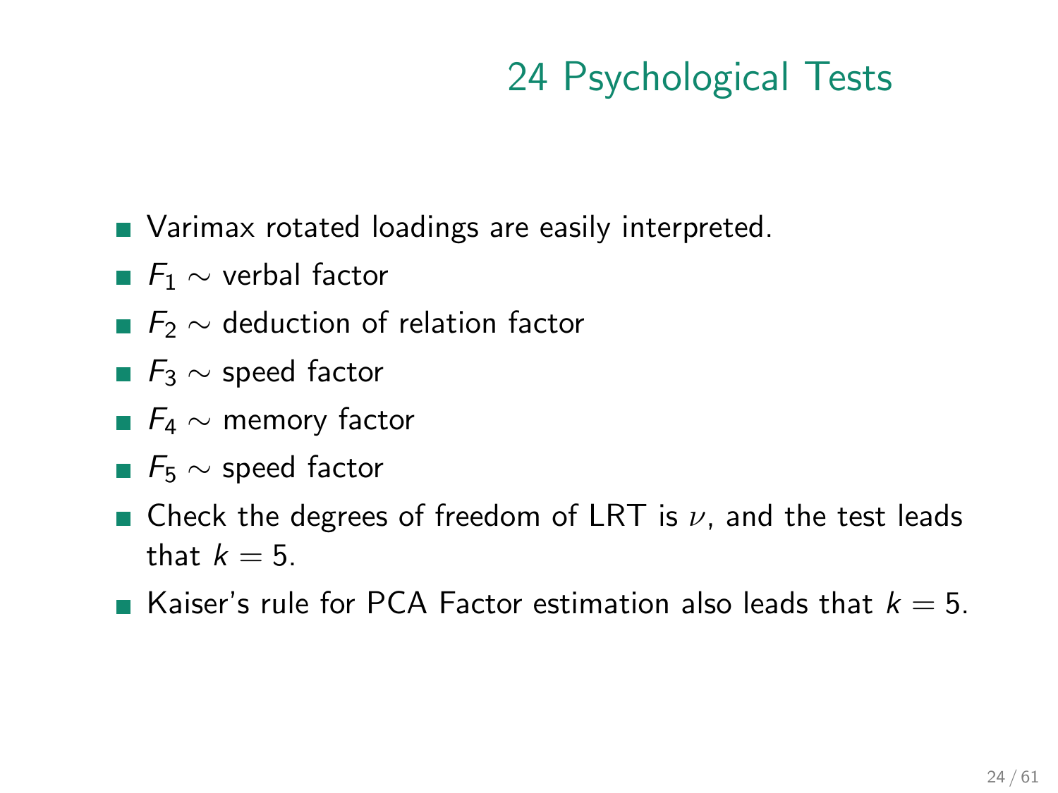# 24 Psychological Tests

- Varimax rotated loadings are easily interpreted.
- $F_1 \sim$ verbal factor
- $F_2 \sim$ deduction of relation factor
- $F_3 \sim$ speed factor
- $F_4 \sim$ memory factor
- $F_5 \sim$ speed factor
- Check the degrees of freedom of LRT is $\nu$, and the test leads that $k = 5$.
- Kaiser's rule for PCA Factor estimation also leads that $k = 5$.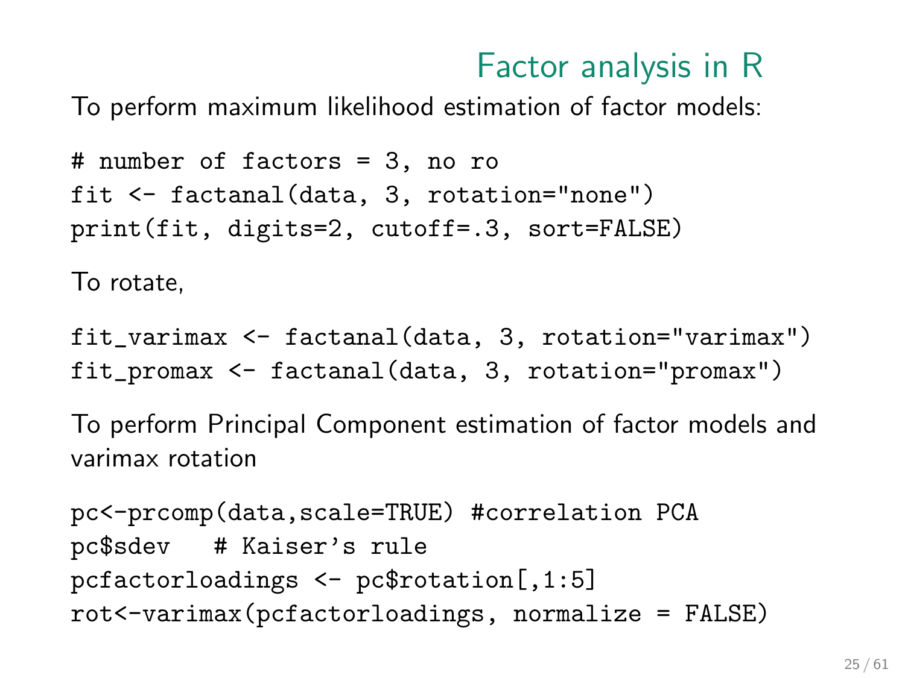# Factor analysis in R

To perform maximum likelihood estimation of factor models:

```
# number of factors = 3, no ro
fit <- factanal(data, 3, rotation="none")
print(fit, digits=2, cutoff=.3, sort=FALSE)
```

To rotate,

```
fit_varimax <- factanal(data, 3, rotation="varimax")
fit_promax <- factanal(data, 3, rotation="promax")
```

To perform Principal Component estimation of factor models and varimax rotation

```
pc<-prcomp(data,scale=TRUE) #correlation PCA
pc$sdev   # Kaiser's rule
pcfactorloadings <- pc$rotation[,1:5]
rot<-varimax(pcfactorloadings, normalize = FALSE)
```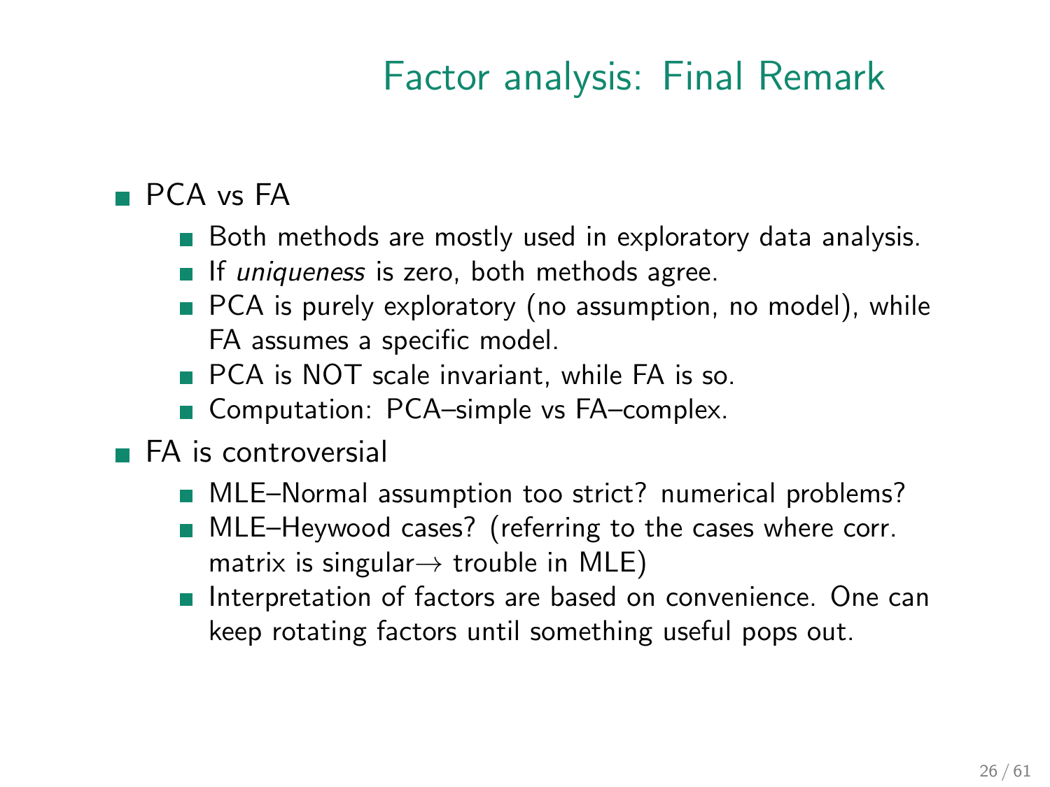# Factor analysis: Final Remark

- PCA vs FA
  - Both methods are mostly used in exploratory data analysis.
  - If *uniqueness* is zero, both methods agree.
  - PCA is purely exploratory (no assumption, no model), while FA assumes a specific model.
  - PCA is NOT scale invariant, while FA is so.
  - Computation: PCA–simple vs FA–complex.
- FA is controversial
  - MLE–Normal assumption too strict? numerical problems?
  - MLE–Heywood cases? (referring to the cases where corr. matrix is singular$\rightarrow$ trouble in MLE)
  - Interpretation of factors are based on convenience. One can keep rotating factors until something useful pops out.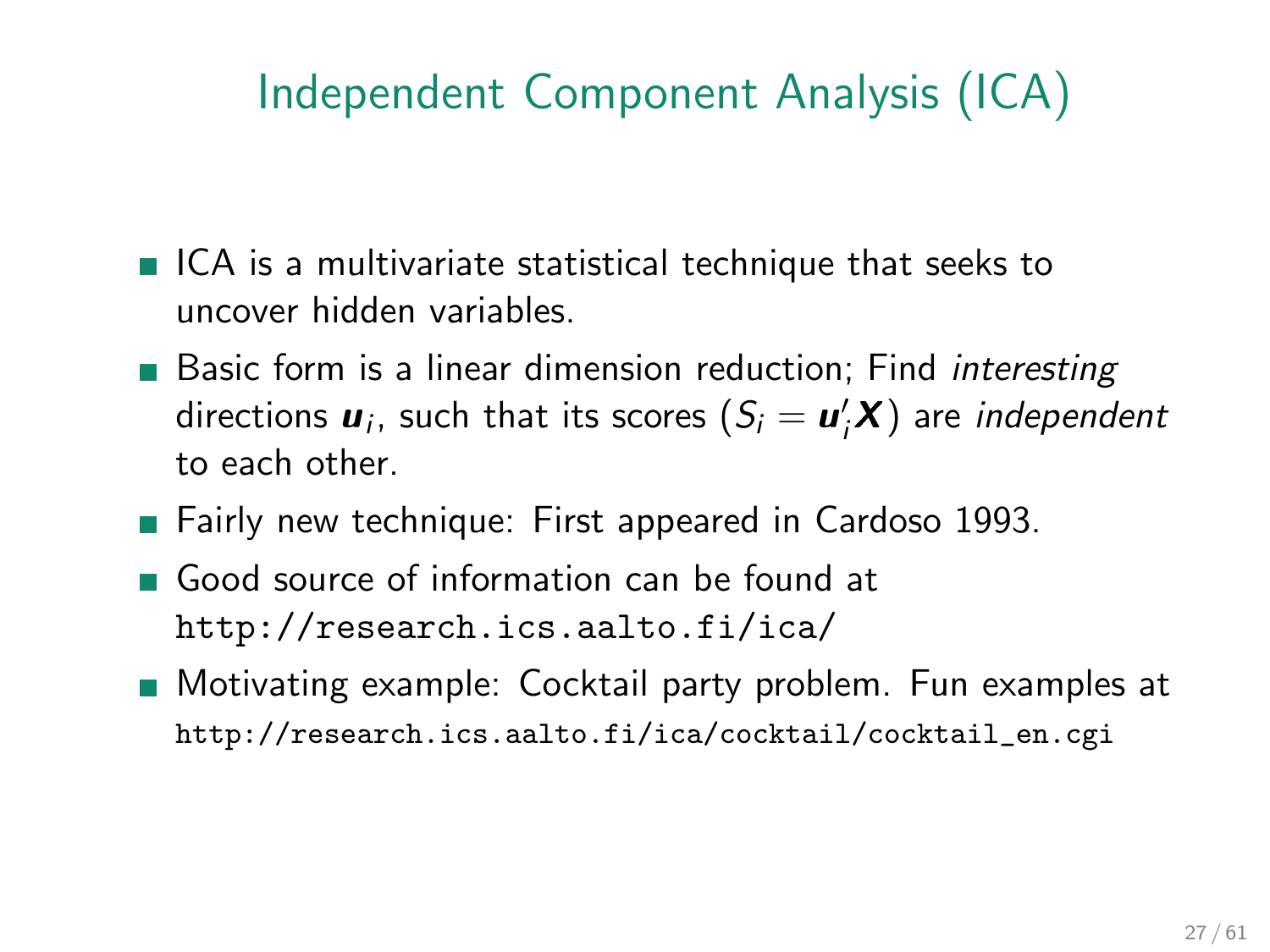# Independent Component Analysis (ICA)

- ICA is a multivariate statistical technique that seeks to uncover hidden variables.
- Basic form is a linear dimension reduction; Find *interesting* directions $\boldsymbol{u}_i$, such that its scores ($S_i = \boldsymbol{u}_i'\boldsymbol{X}$) are *independent* to each other.
- Fairly new technique: First appeared in Cardoso 1993.
- Good source of information can be found at `http://research.ics.aalto.fi/ica/`
- Motivating example: Cocktail party problem. Fun examples at `http://research.ics.aalto.fi/ica/cocktail/cocktail_en.cgi`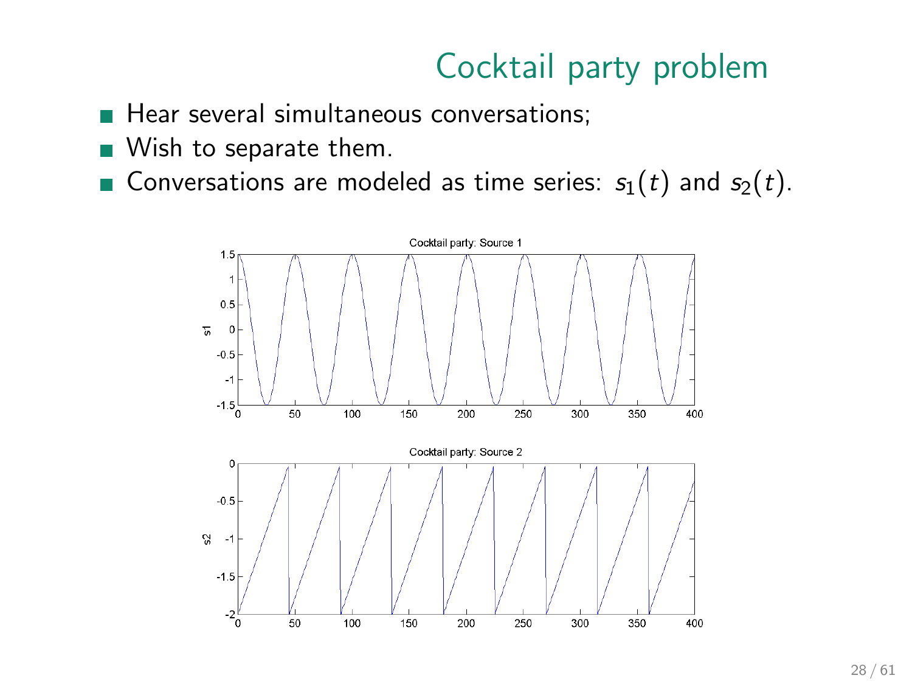# Cocktail party problem

- Hear several simultaneous conversations;
- Wish to separate them.
- Conversations are modeled as time series: $s_1(t)$ and $s_2(t)$.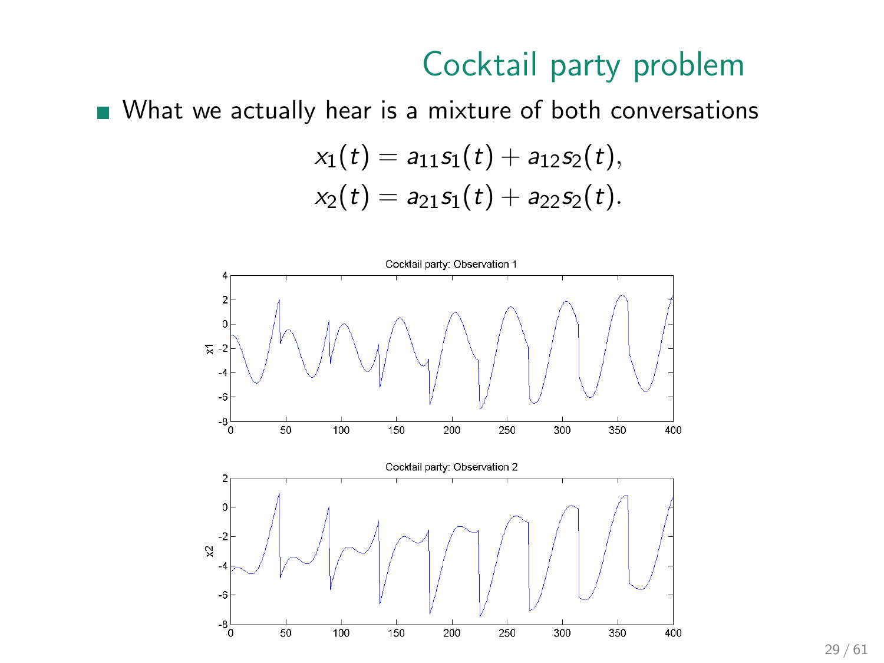# Cocktail party problem

- What we actually hear is a mixture of both conversations

$$x_1(t) = a_{11}s_1(t) + a_{12}s_2(t),$$
$$x_2(t) = a_{21}s_1(t) + a_{22}s_2(t).$$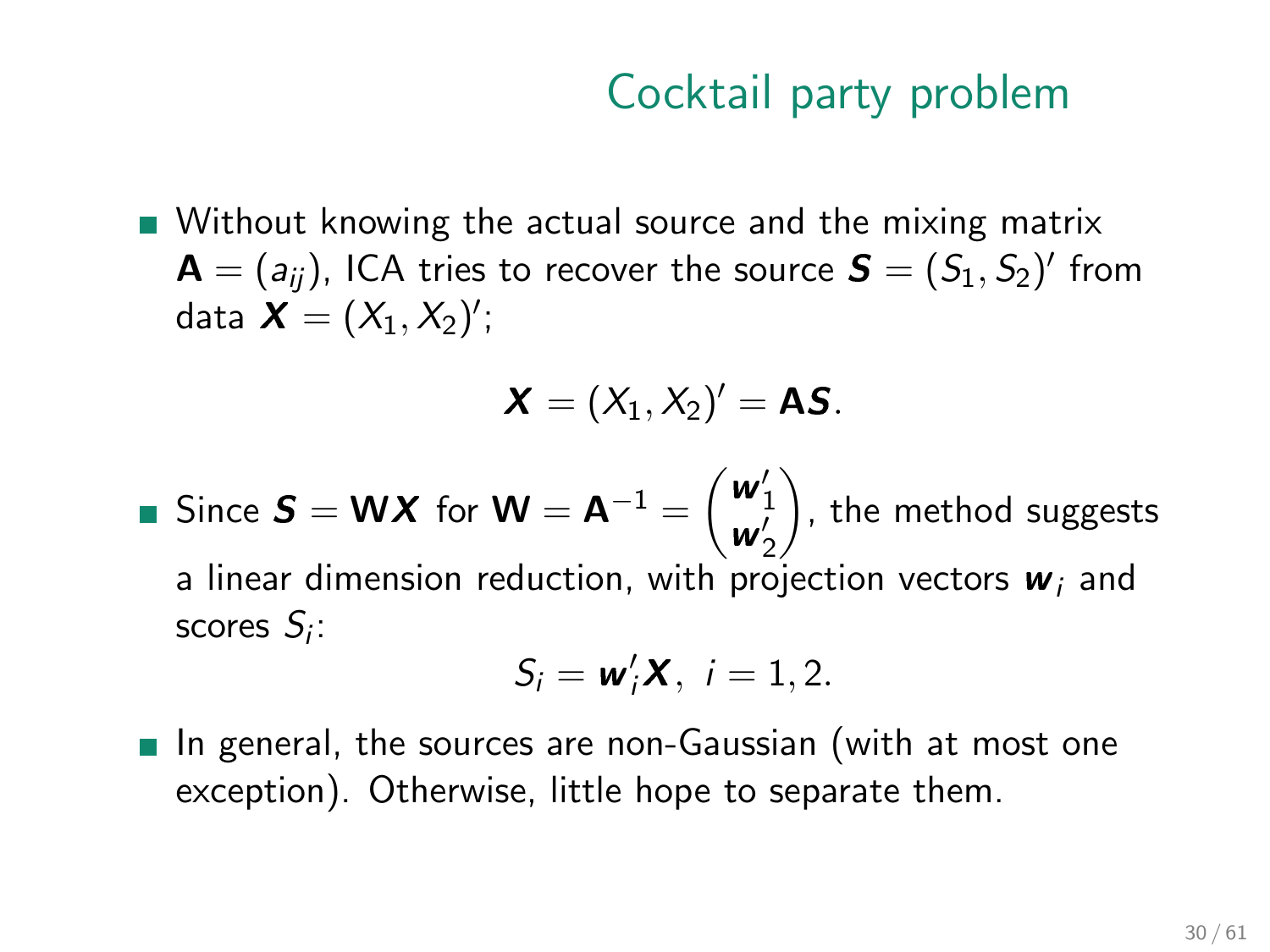# Cocktail party problem

- Without knowing the actual source and the mixing matrix $\mathbf{A} = (a_{ij})$, ICA tries to recover the source $\boldsymbol{S} = (S_1, S_2)'$ from data $\boldsymbol{X} = (X_1, X_2)'$;

$$\boldsymbol{X} = (X_1, X_2)' = \mathbf{A}\boldsymbol{S}.$$

- Since $\boldsymbol{S} = \mathbf{W}\boldsymbol{X}$ for $\mathbf{W} = \mathbf{A}^{-1} = \begin{pmatrix} \boldsymbol{w}_1' \\ \boldsymbol{w}_2' \end{pmatrix}$, the method suggests a linear dimension reduction, with projection vectors $\boldsymbol{w}_i$ and scores $S_i$:

$$S_i = \boldsymbol{w}_i'\boldsymbol{X}, \ \ i = 1, 2.$$

- In general, the sources are non-Gaussian (with at most one exception). Otherwise, little hope to separate them.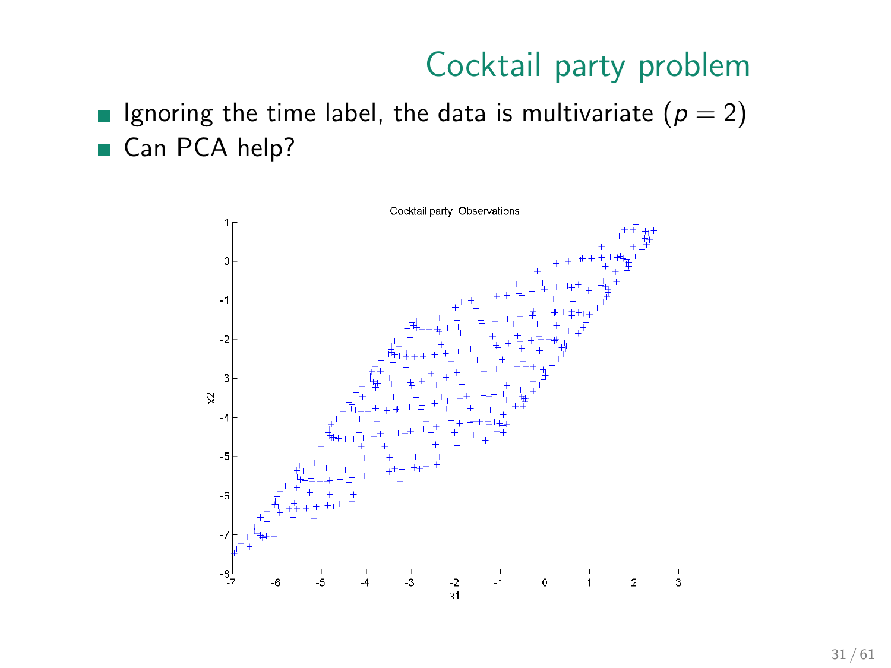# Cocktail party problem

- Ignoring the time label, the data is multivariate ($p = 2$)
- Can PCA help?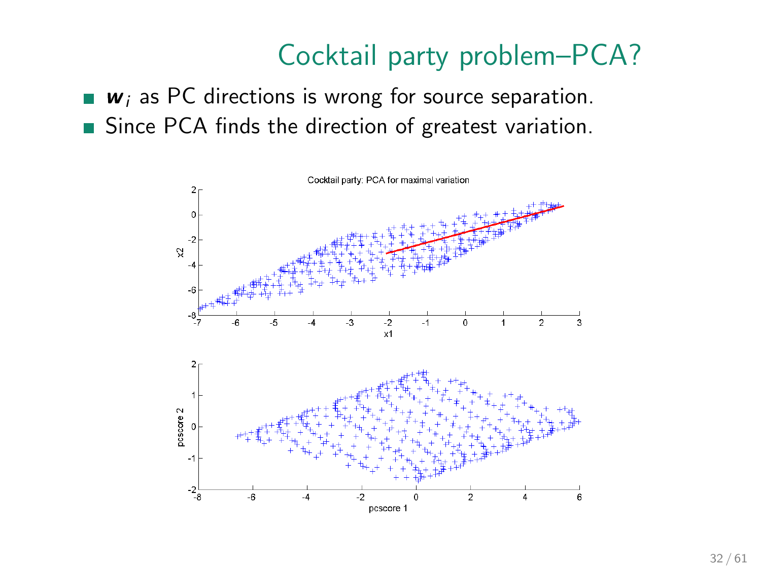# Cocktail party problem–PCA?

- $\boldsymbol{w}_i$ as PC directions is wrong for source separation.
- Since PCA finds the direction of greatest variation.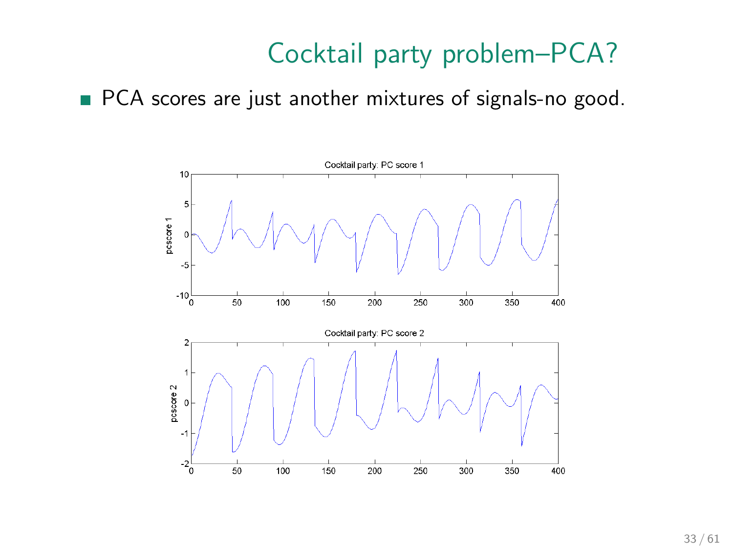# Cocktail party problem–PCA?

- PCA scores are just another mixtures of signals-no good.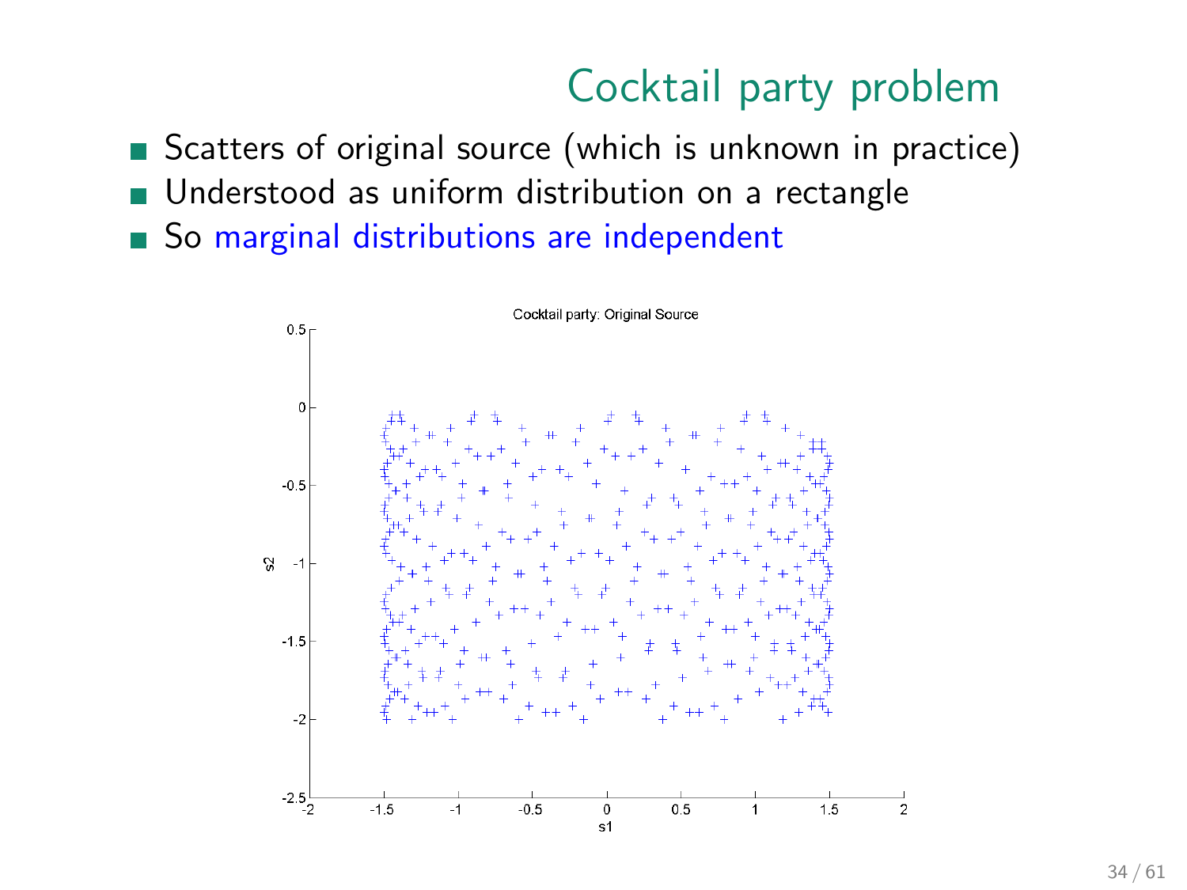# Cocktail party problem

- Scatters of original source (which is unknown in practice)
- Understood as uniform distribution on a rectangle
- So marginal distributions are independent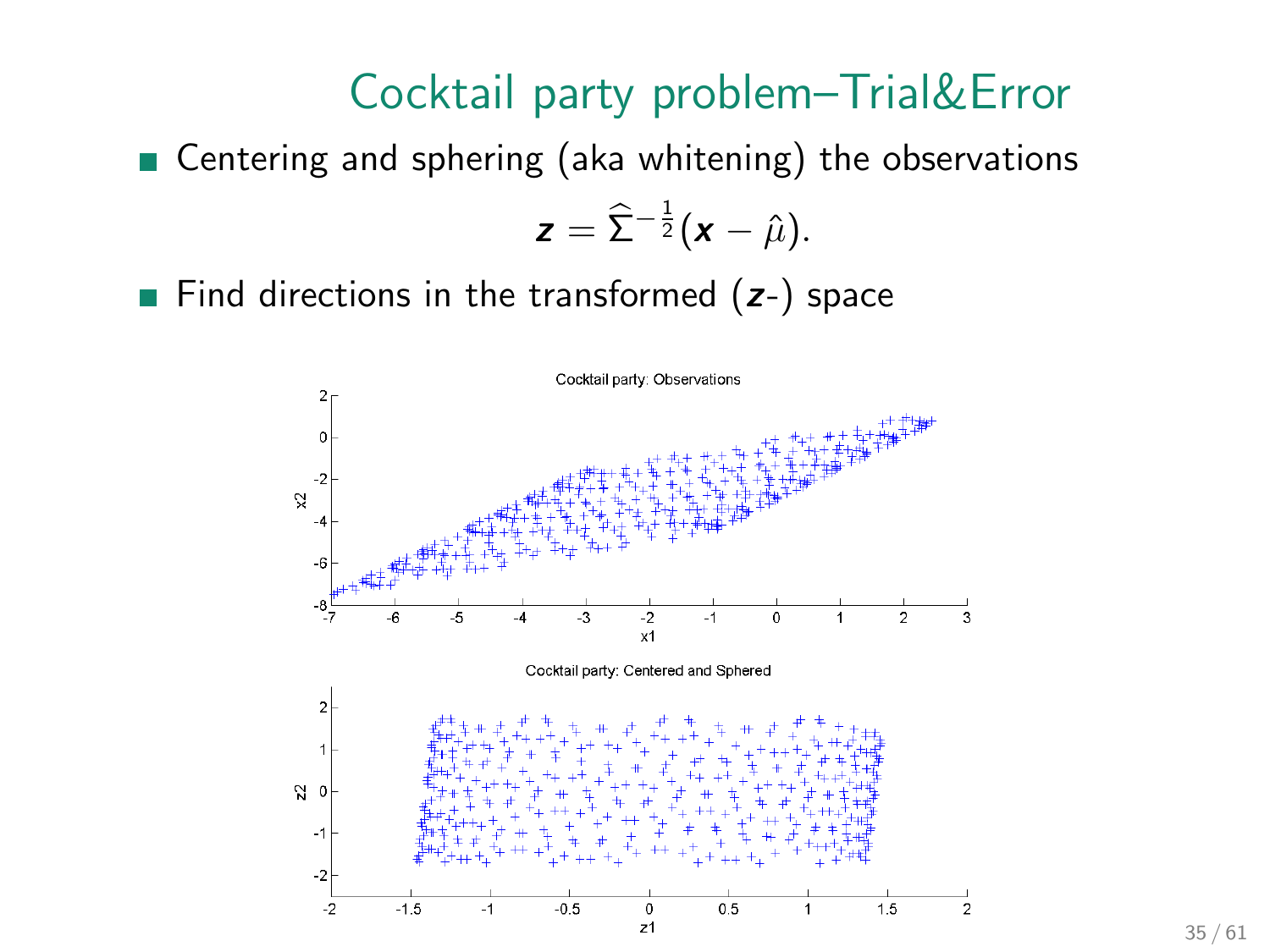# Cocktail party problem–Trial&Error

- Centering and sphering (aka whitening) the observations

$$\boldsymbol{z} = \widehat{\Sigma}^{-\frac{1}{2}}(\boldsymbol{x} - \hat{\mu}).$$

- Find directions in the transformed ($\boldsymbol{z}$-) space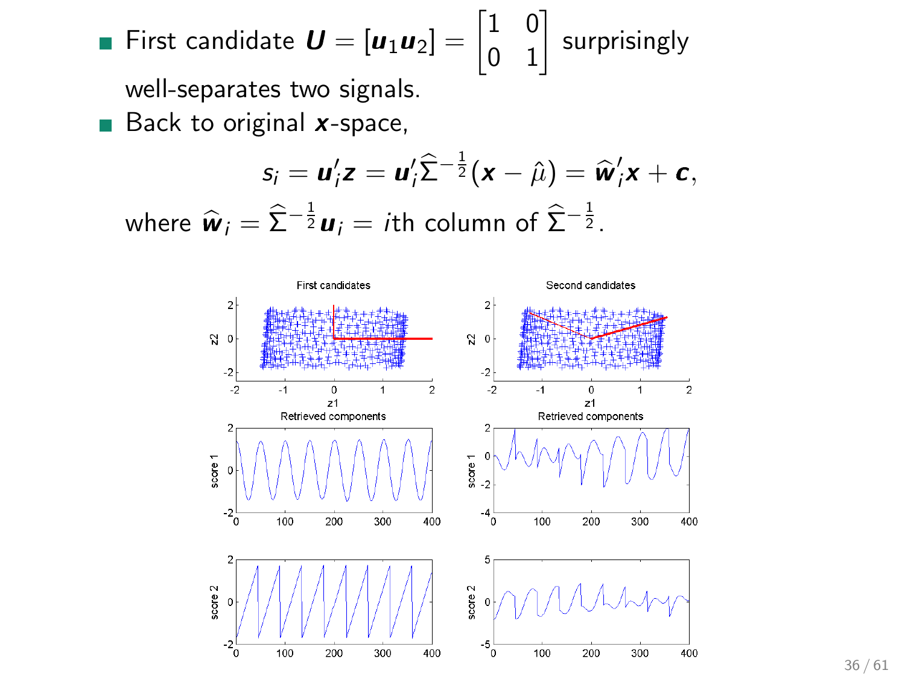- First candidate $\boldsymbol{U} = [\boldsymbol{u}_1 \boldsymbol{u}_2] = \begin{bmatrix} 1 & 0 \\ 0 & 1 \end{bmatrix}$ surprisingly well-separates two signals.
- Back to original $\boldsymbol{x}$-space,

$$s_i = \boldsymbol{u}_i' \boldsymbol{z} = \boldsymbol{u}_i' \widehat{\Sigma}^{-\frac{1}{2}} (\boldsymbol{x} - \hat{\mu}) = \widehat{\boldsymbol{w}}_i' \boldsymbol{x} + \boldsymbol{c},$$

where $\widehat{\boldsymbol{w}}_i = \widehat{\Sigma}^{-\frac{1}{2}} \boldsymbol{u}_i = i$th column of $\widehat{\Sigma}^{-\frac{1}{2}}$.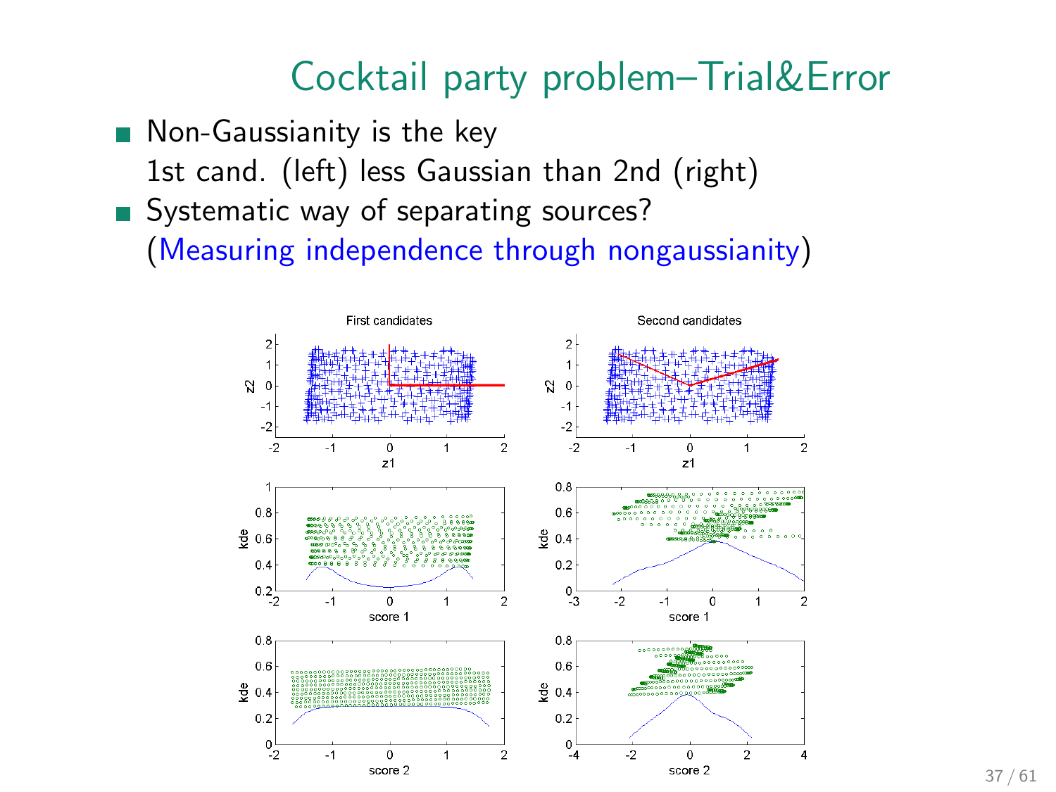# Cocktail party problem–Trial&Error

- Non-Gaussianity is the key
  1st cand. (left) less Gaussian than 2nd (right)
- Systematic way of separating sources?
  (Measuring independence through nongaussianity)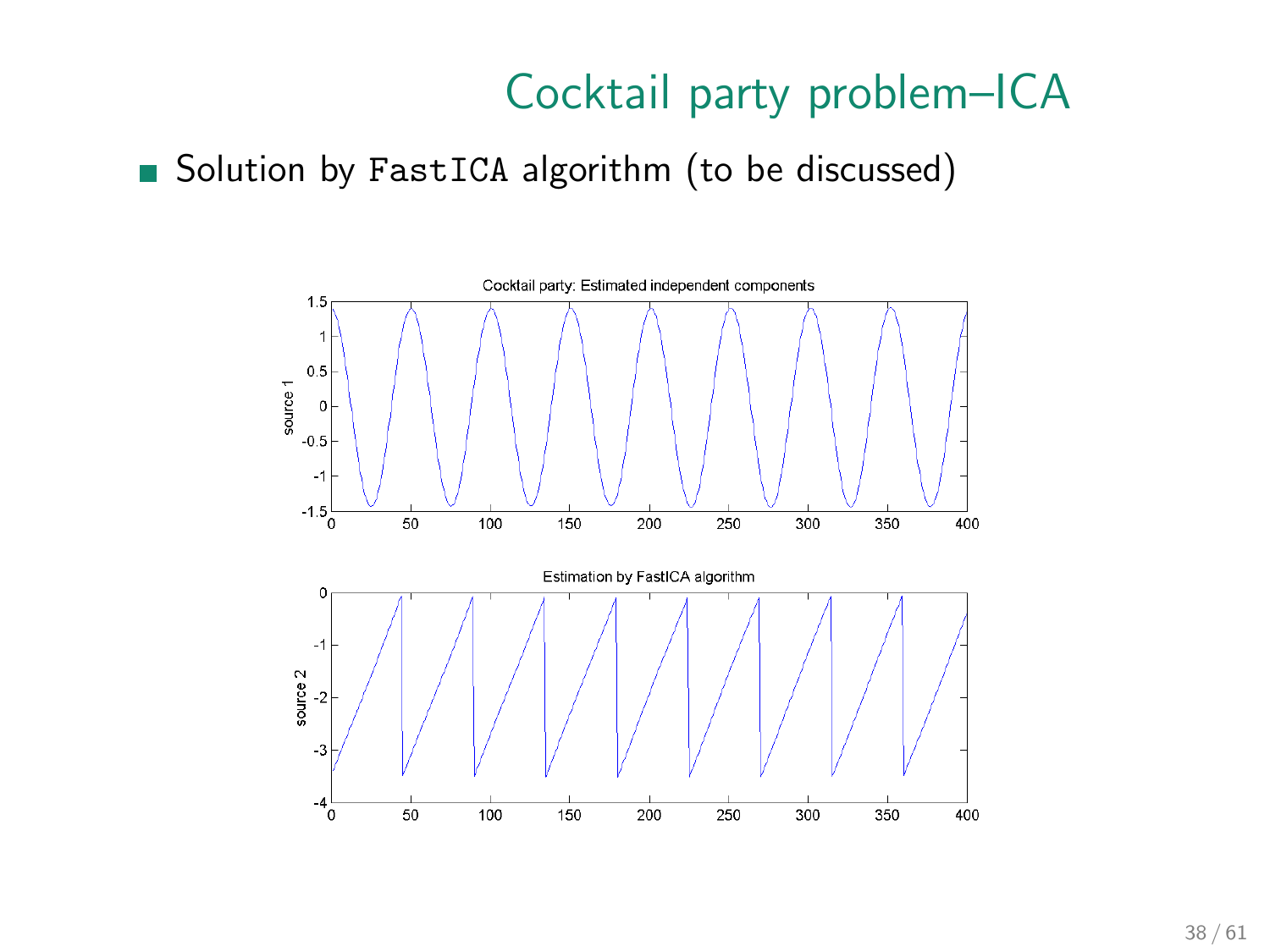# Cocktail party problem–ICA

- Solution by `FastICA` algorithm (to be discussed)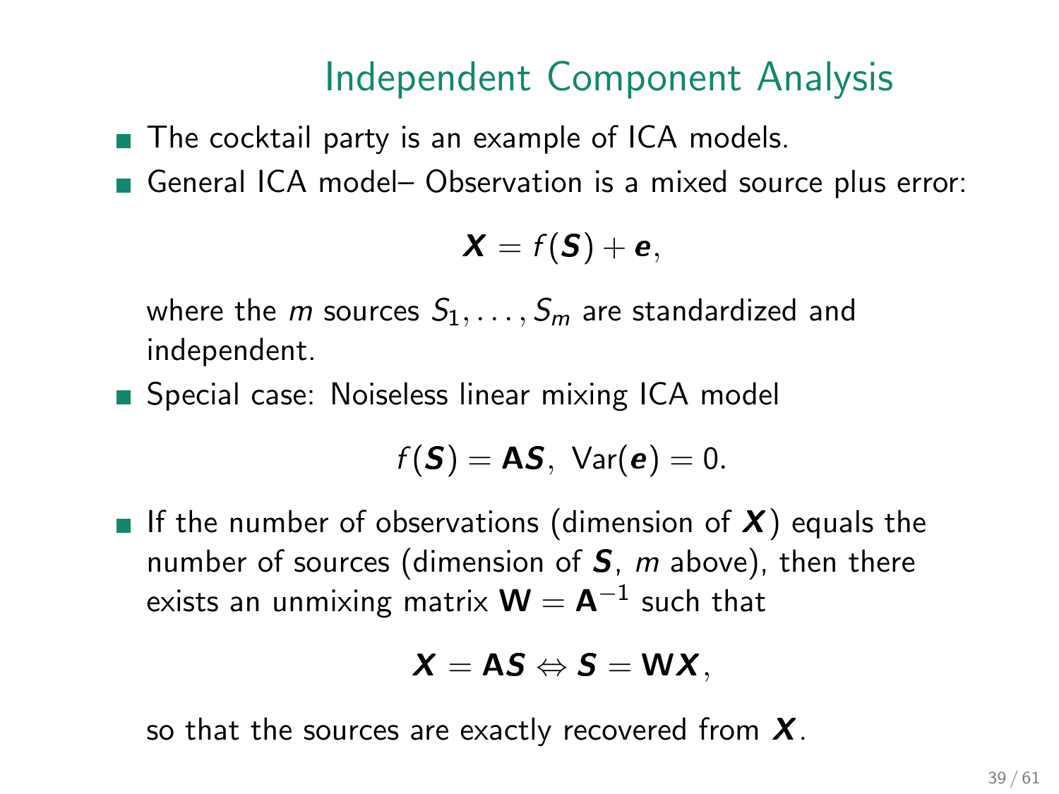# Independent Component Analysis

- The cocktail party is an example of ICA models.
- General ICA model– Observation is a mixed source plus error:

$$\boldsymbol{X} = f(\boldsymbol{S}) + \boldsymbol{e},$$

  where the $m$ sources $S_1, \ldots, S_m$ are standardized and independent.

- Special case: Noiseless linear mixing ICA model

$$f(\boldsymbol{S}) = \mathbf{A}\boldsymbol{S},\ \text{Var}(\boldsymbol{e}) = 0.$$

- If the number of observations (dimension of $\boldsymbol{X}$) equals the number of sources (dimension of $\boldsymbol{S}$, $m$ above), then there exists an unmixing matrix $\mathbf{W} = \mathbf{A}^{-1}$ such that

$$\boldsymbol{X} = \mathbf{A}\boldsymbol{S} \Leftrightarrow \boldsymbol{S} = \mathbf{W}\boldsymbol{X},$$

  so that the sources are exactly recovered from $\boldsymbol{X}$.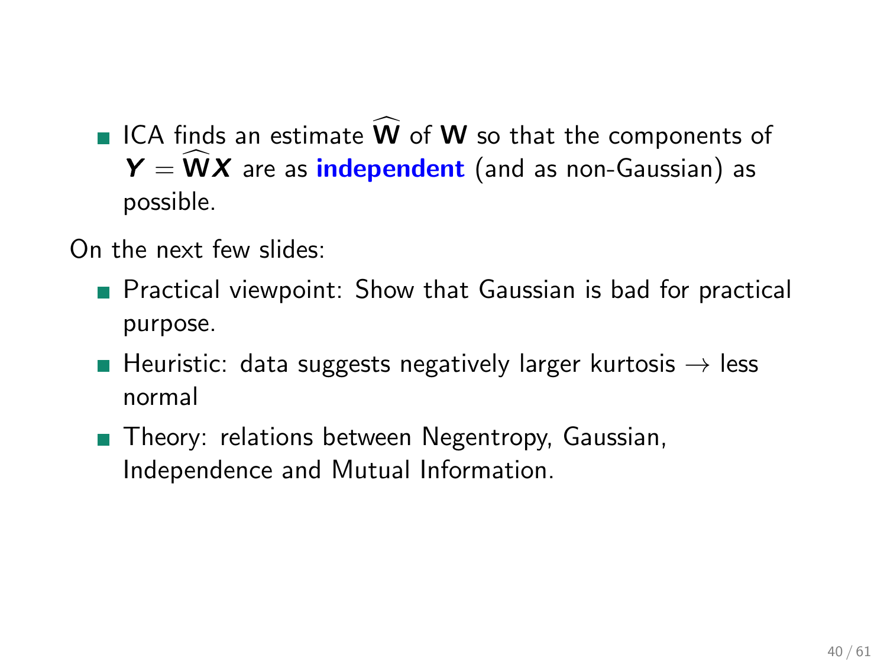- ICA finds an estimate $\widehat{\mathbf{W}}$ of $\mathbf{W}$ so that the components of $\boldsymbol{Y} = \widehat{\mathbf{W}}\boldsymbol{X}$ are as **independent** (and as non-Gaussian) as possible.

On the next few slides:

- Practical viewpoint: Show that Gaussian is bad for practical purpose.
- Heuristic: data suggests negatively larger kurtosis $\rightarrow$ less normal
- Theory: relations between Negentropy, Gaussian, Independence and Mutual Information.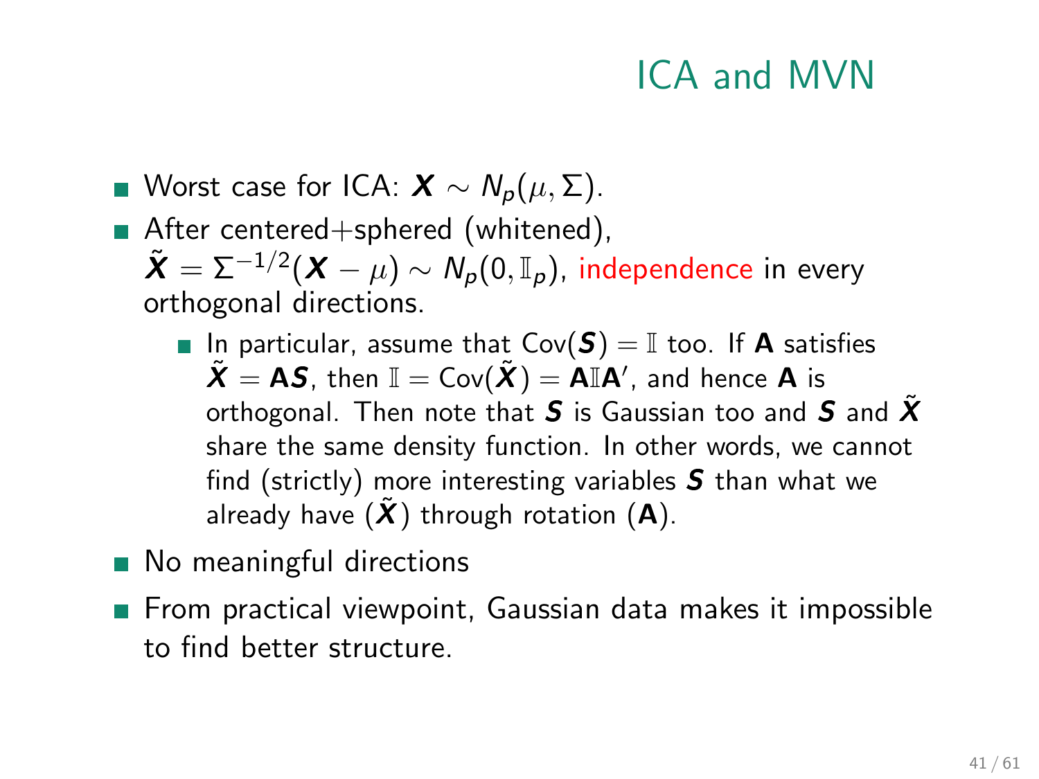# ICA and MVN

- Worst case for ICA: $\boldsymbol{X} \sim N_p(\mu, \Sigma)$.
- After centered+sphered (whitened), $\tilde{\boldsymbol{X}} = \Sigma^{-1/2}(\boldsymbol{X} - \mu) \sim N_p(0, \mathbb{I}_p)$, independence in every orthogonal directions.
  - In particular, assume that $\text{Cov}(\boldsymbol{S}) = \mathbb{I}$ too. If $\mathbf{A}$ satisfies $\tilde{\boldsymbol{X}} = \mathbf{A}\boldsymbol{S}$, then $\mathbb{I} = \text{Cov}(\tilde{\boldsymbol{X}}) = \mathbf{A}\mathbb{I}\mathbf{A}'$, and hence $\mathbf{A}$ is orthogonal. Then note that $\boldsymbol{S}$ is Gaussian too and $\boldsymbol{S}$ and $\tilde{\boldsymbol{X}}$ share the same density function. In other words, we cannot find (strictly) more interesting variables $\boldsymbol{S}$ than what we already have ($\tilde{\boldsymbol{X}}$) through rotation ($\mathbf{A}$).
- No meaningful directions
- From practical viewpoint, Gaussian data makes it impossible to find better structure.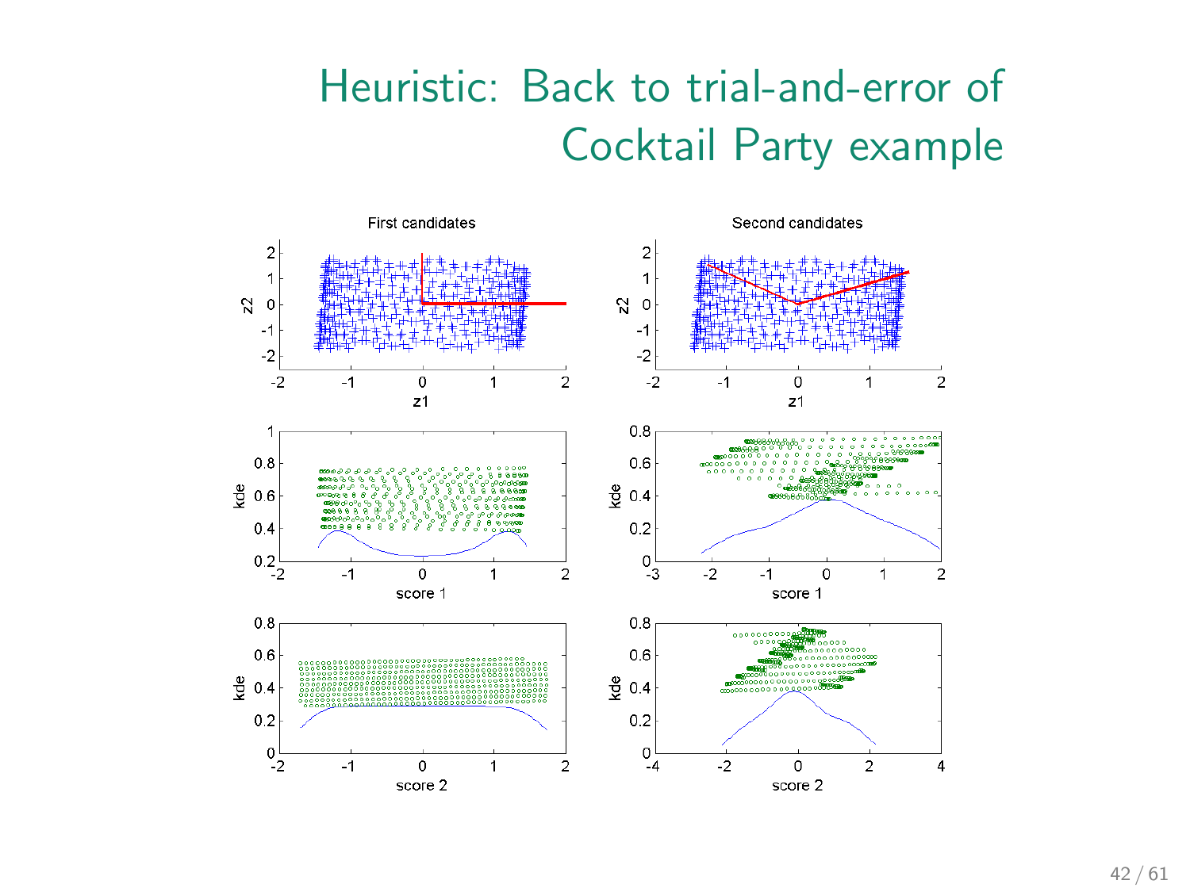# Heuristic: Back to trial-and-error of Cocktail Party example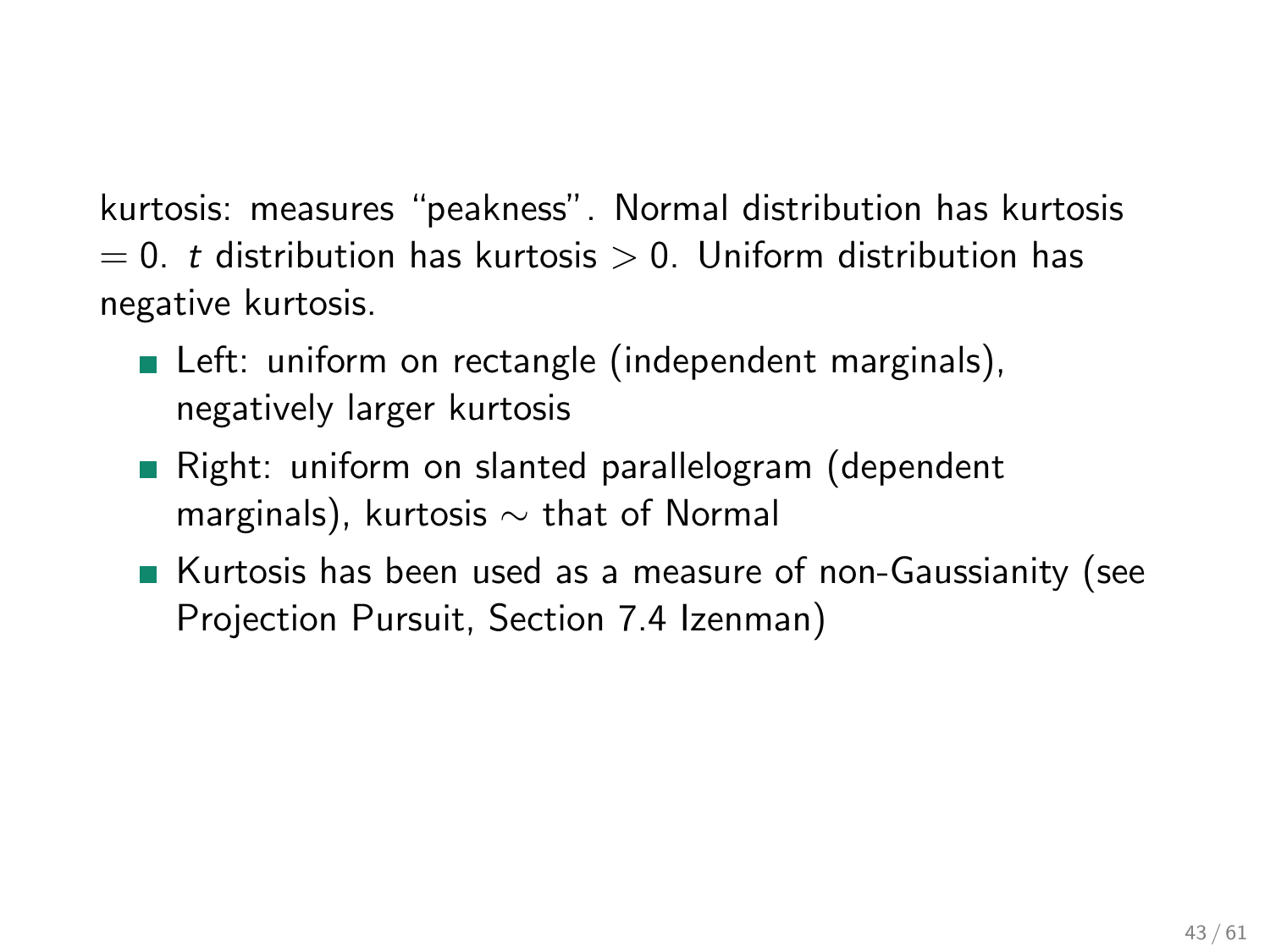kurtosis: measures “peakness”. Normal distribution has kurtosis $= 0$. $t$ distribution has kurtosis $> 0$. Uniform distribution has negative kurtosis.

- Left: uniform on rectangle (independent marginals), negatively larger kurtosis
- Right: uniform on slanted parallelogram (dependent marginals), kurtosis $\sim$ that of Normal
- Kurtosis has been used as a measure of non-Gaussianity (see Projection Pursuit, Section 7.4 Izenman)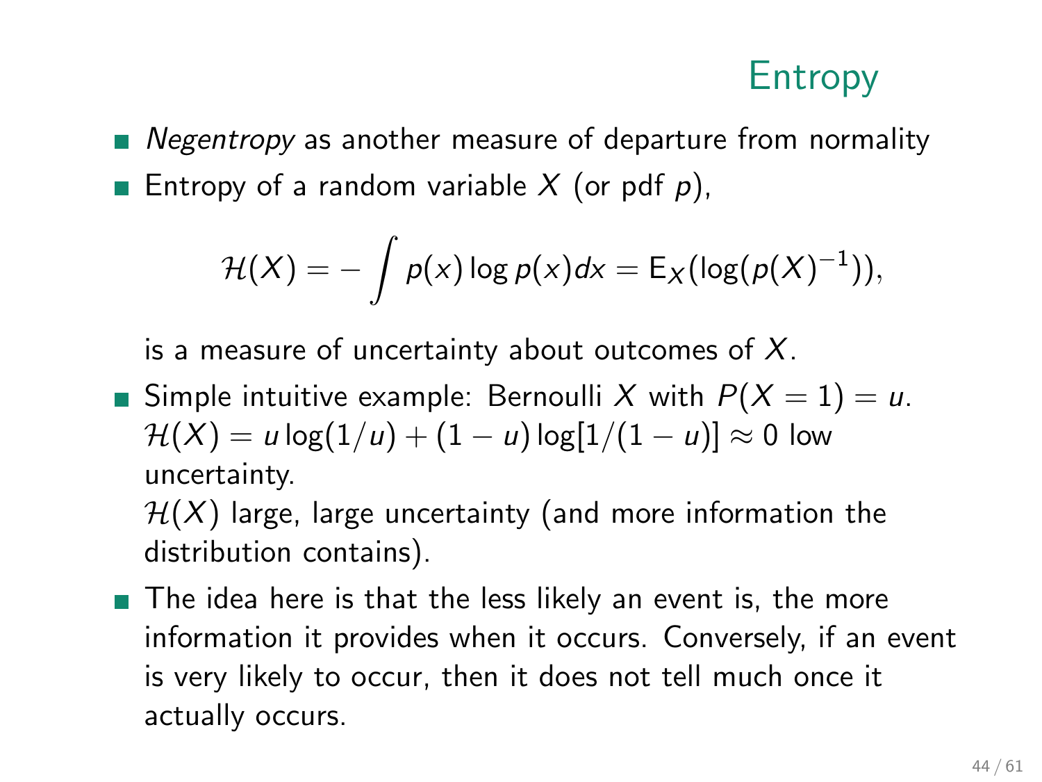# Entropy

- *Negentropy* as another measure of departure from normality
- Entropy of a random variable $X$ (or pdf $p$),

$$\mathcal{H}(X) = -\int p(x) \log p(x) dx = \mathrm{E}_X(\log(p(X)^{-1})),$$

  is a measure of uncertainty about outcomes of $X$.

- Simple intuitive example: Bernoulli $X$ with $P(X = 1) = u$. $\mathcal{H}(X) = u \log(1/u) + (1 - u) \log[1/(1 - u)] \approx 0$ low uncertainty.
  $\mathcal{H}(X)$ large, large uncertainty (and more information the distribution contains).
- The idea here is that the less likely an event is, the more information it provides when it occurs. Conversely, if an event is very likely to occur, then it does not tell much once it actually occurs.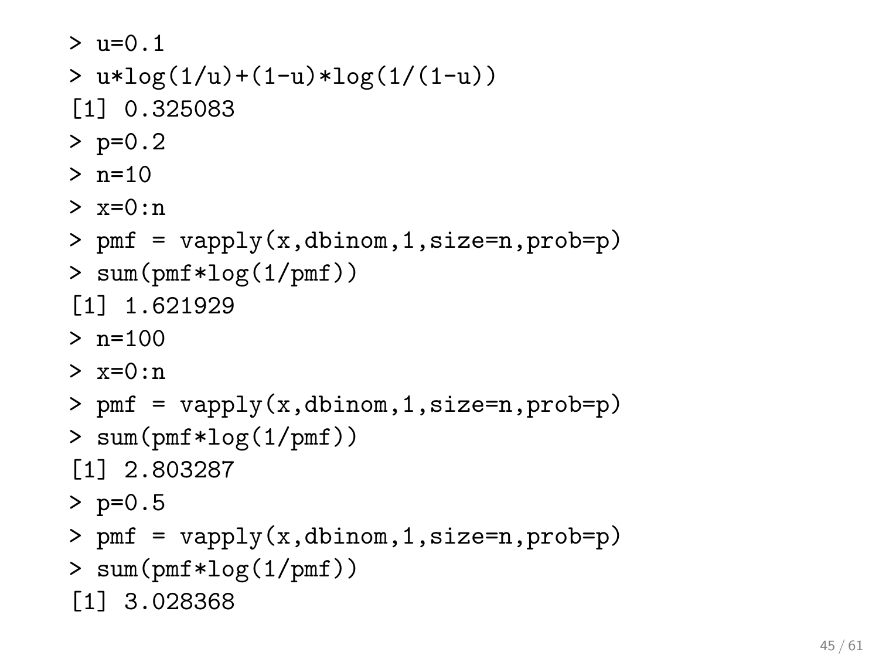```
> u=0.1
> u*log(1/u)+(1-u)*log(1/(1-u))
[1] 0.325083
> p=0.2
> n=10
> x=0:n
> pmf = vapply(x,dbinom,1,size=n,prob=p)
> sum(pmf*log(1/pmf))
[1] 1.621929
> n=100
> x=0:n
> pmf = vapply(x,dbinom,1,size=n,prob=p)
> sum(pmf*log(1/pmf))
[1] 2.803287
> p=0.5
> pmf = vapply(x,dbinom,1,size=n,prob=p)
> sum(pmf*log(1/pmf))
[1] 3.028368
```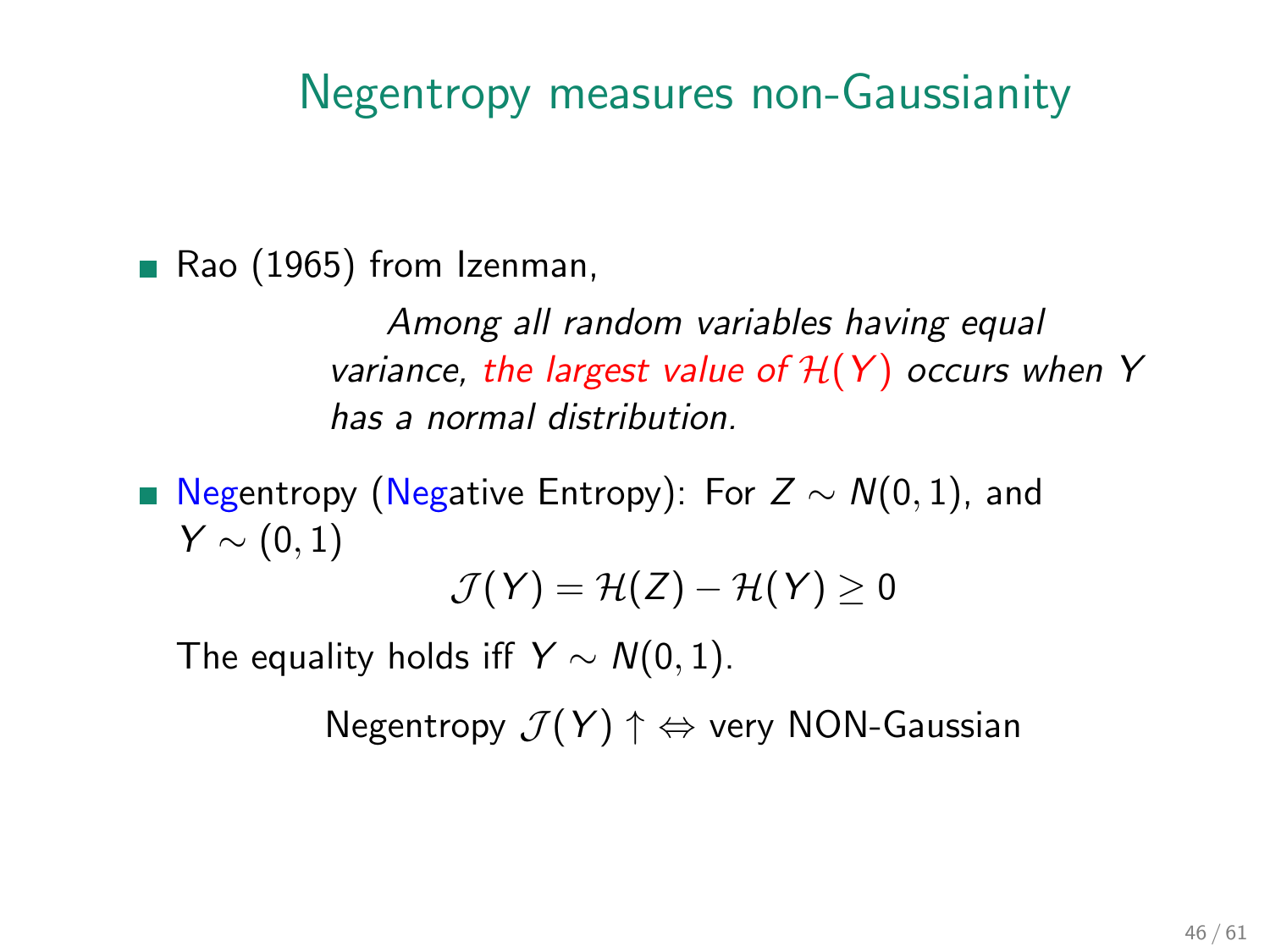# Negentropy measures non-Gaussianity

- Rao (1965) from Izenman,

  > *Among all random variables having equal variance, the largest value of $\mathcal{H}(Y)$ occurs when $Y$ has a normal distribution.*

- Negentropy (Negative Entropy): For $Z \sim N(0, 1)$, and $Y \sim (0, 1)$

$$\mathcal{J}(Y) = \mathcal{H}(Z) - \mathcal{H}(Y) \geq 0$$

  The equality holds iff $Y \sim N(0, 1)$.

  Negentropy $\mathcal{J}(Y) \uparrow \Leftrightarrow$ very NON-Gaussian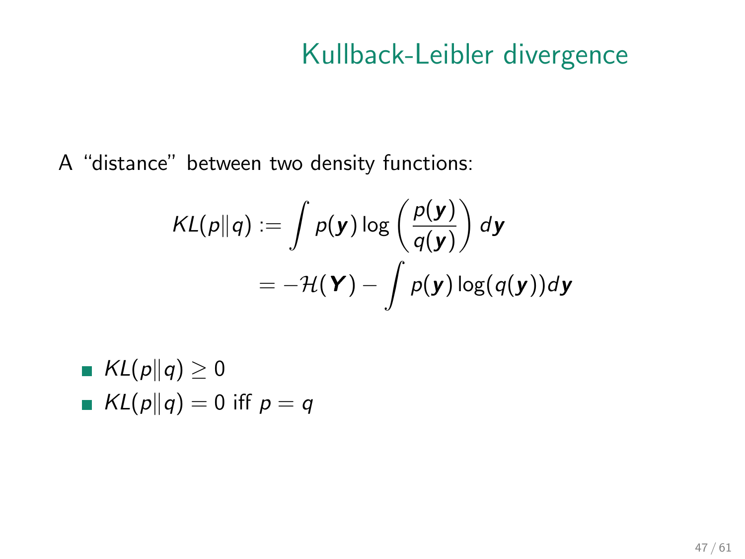# Kullback-Leibler divergence

A “distance” between two density functions:

$$
\begin{aligned}
KL(p\|q) &:= \int p(\boldsymbol{y}) \log\left(\frac{p(\boldsymbol{y})}{q(\boldsymbol{y})}\right) d\boldsymbol{y} \\
&= -\mathcal{H}(\boldsymbol{Y}) - \int p(\boldsymbol{y}) \log(q(\boldsymbol{y})) d\boldsymbol{y}
\end{aligned}
$$

- $KL(p\|q) \geq 0$
- $KL(p\|q) = 0$ iff $p = q$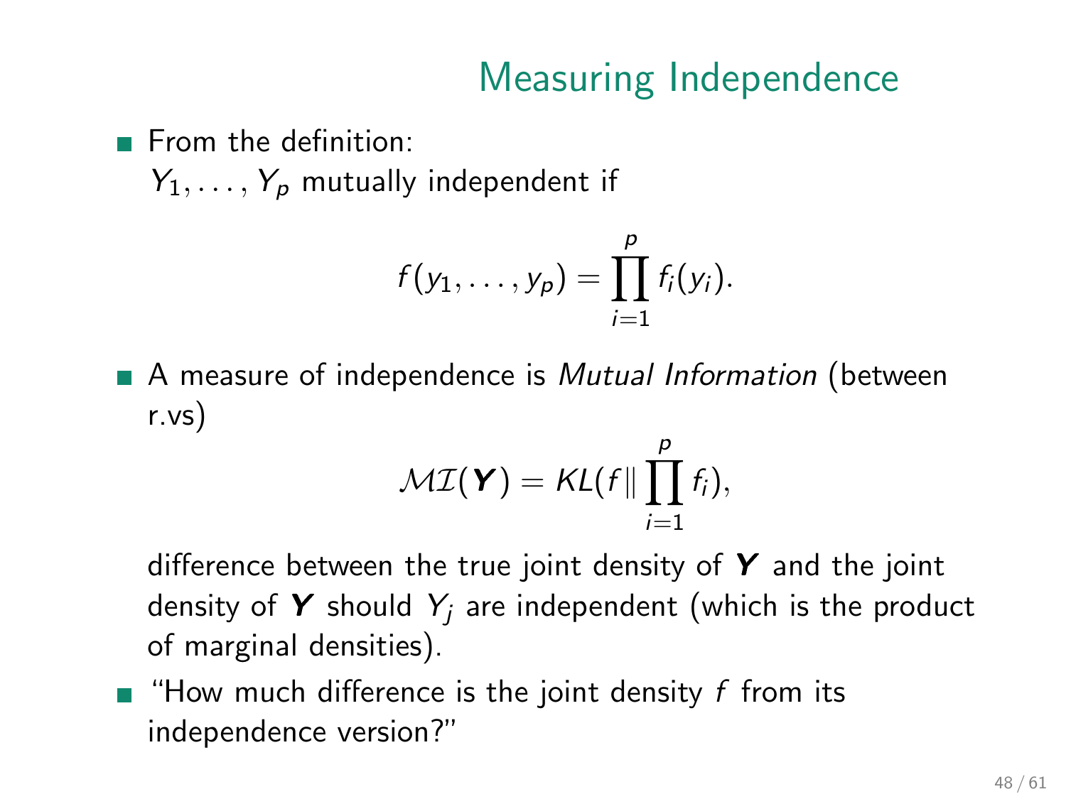# Measuring Independence

- From the definition:
  $Y_1, \ldots, Y_p$ mutually independent if

$$f(y_1, \ldots, y_p) = \prod_{i=1}^{p} f_i(y_i).$$

- A measure of independence is *Mutual Information* (between r.vs)

$$\mathcal{MI}(\boldsymbol{Y}) = KL(f \| \prod_{i=1}^{p} f_i),$$

  difference between the true joint density of $\boldsymbol{Y}$ and the joint density of $\boldsymbol{Y}$ should $Y_j$ are independent (which is the product of marginal densities).

- "How much difference is the joint density $f$ from its independence version?"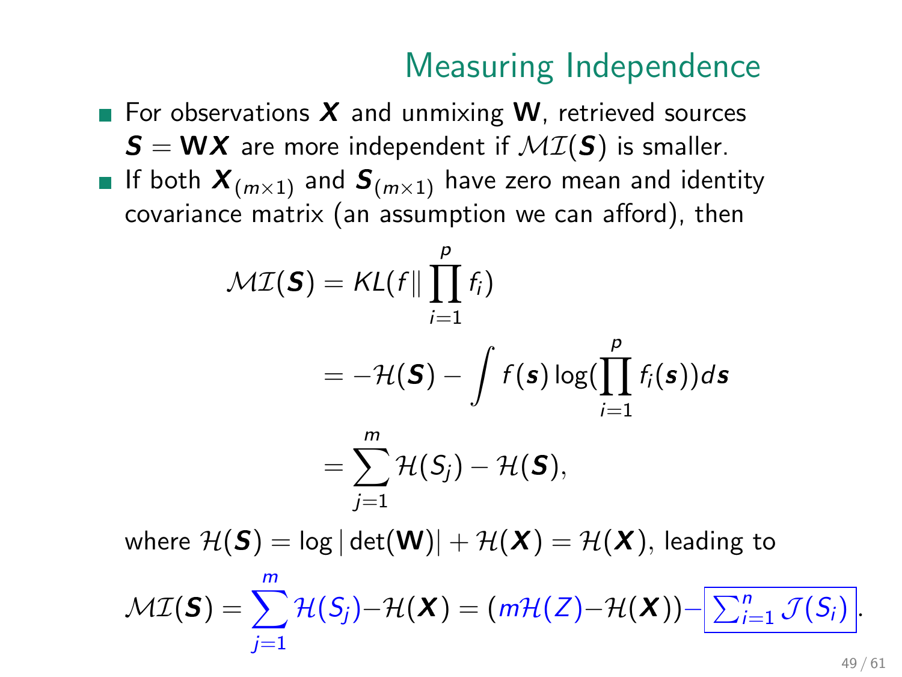# Measuring Independence

- For observations $\boldsymbol{X}$ and unmixing $\mathbf{W}$, retrieved sources $\boldsymbol{S} = \mathbf{W}\boldsymbol{X}$ are more independent if $\mathcal{MI}(\boldsymbol{S})$ is smaller.
- If both $\boldsymbol{X}_{(m\times 1)}$ and $\boldsymbol{S}_{(m\times 1)}$ have zero mean and identity covariance matrix (an assumption we can afford), then

$$
\begin{aligned}
\mathcal{MI}(\boldsymbol{S}) &= KL(f \| \prod_{i=1}^{p} f_i) \\
&= -\mathcal{H}(\boldsymbol{S}) - \int f(\boldsymbol{s}) \log(\prod_{i=1}^{p} f_i(\boldsymbol{s})) d\boldsymbol{s} \\
&= \sum_{j=1}^{m} \mathcal{H}(S_j) - \mathcal{H}(\boldsymbol{S}),
\end{aligned}
$$

where $\mathcal{H}(\boldsymbol{S}) = \log|\det(\mathbf{W})| + \mathcal{H}(\boldsymbol{X}) = \mathcal{H}(\boldsymbol{X})$, leading to

$$
\mathcal{MI}(\boldsymbol{S}) = \sum_{j=1}^{m} \mathcal{H}(S_j) - \mathcal{H}(\boldsymbol{X}) = (m\mathcal{H}(Z) - \mathcal{H}(\boldsymbol{X})) - \boxed{\sum_{i=1}^{n} \mathcal{J}(S_i)}.
$$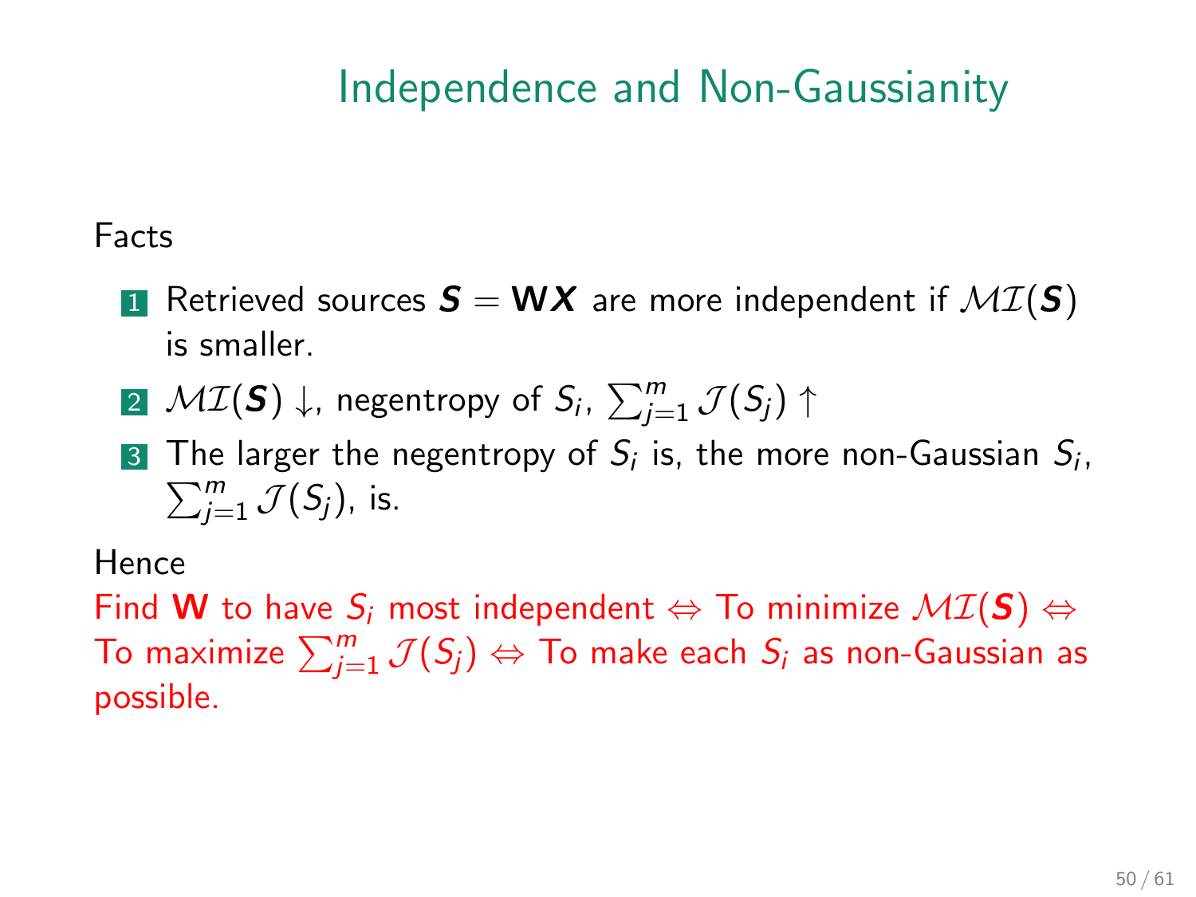# Independence and Non-Gaussianity

Facts

1. Retrieved sources $\boldsymbol{S} = \mathbf{W}\boldsymbol{X}$ are more independent if $\mathcal{MI}(\boldsymbol{S})$ is smaller.
2. $\mathcal{MI}(\boldsymbol{S}) \downarrow$, negentropy of $S_i$, $\sum_{j=1}^{m} \mathcal{J}(S_j) \uparrow$
3. The larger the negentropy of $S_i$ is, the more non-Gaussian $S_i$, $\sum_{j=1}^{m} \mathcal{J}(S_j)$, is.

Hence

Find $\mathbf{W}$ to have $S_i$ most independent $\Leftrightarrow$ To minimize $\mathcal{MI}(\boldsymbol{S}) \Leftrightarrow$ To maximize $\sum_{j=1}^{m} \mathcal{J}(S_j) \Leftrightarrow$ To make each $S_i$ as non-Gaussian as possible.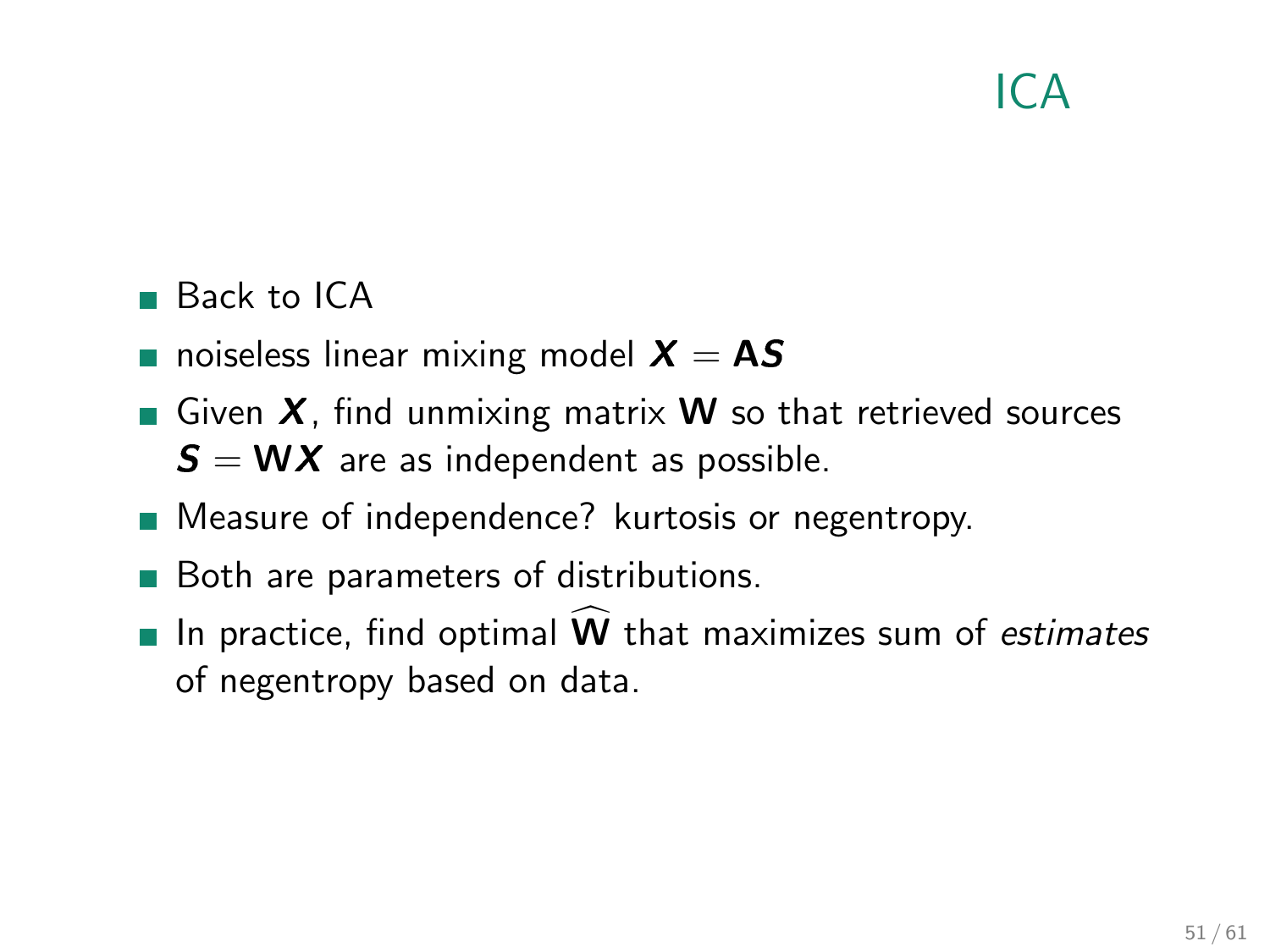# ICA

- Back to ICA
- noiseless linear mixing model $\boldsymbol{X} = \mathbf{A}\boldsymbol{S}$
- Given $\boldsymbol{X}$, find unmixing matrix $\mathbf{W}$ so that retrieved sources $\boldsymbol{S} = \mathbf{W}\boldsymbol{X}$ are as independent as possible.
- Measure of independence? kurtosis or negentropy.
- Both are parameters of distributions.
- In practice, find optimal $\widehat{\mathbf{W}}$ that maximizes sum of *estimates* of negentropy based on data.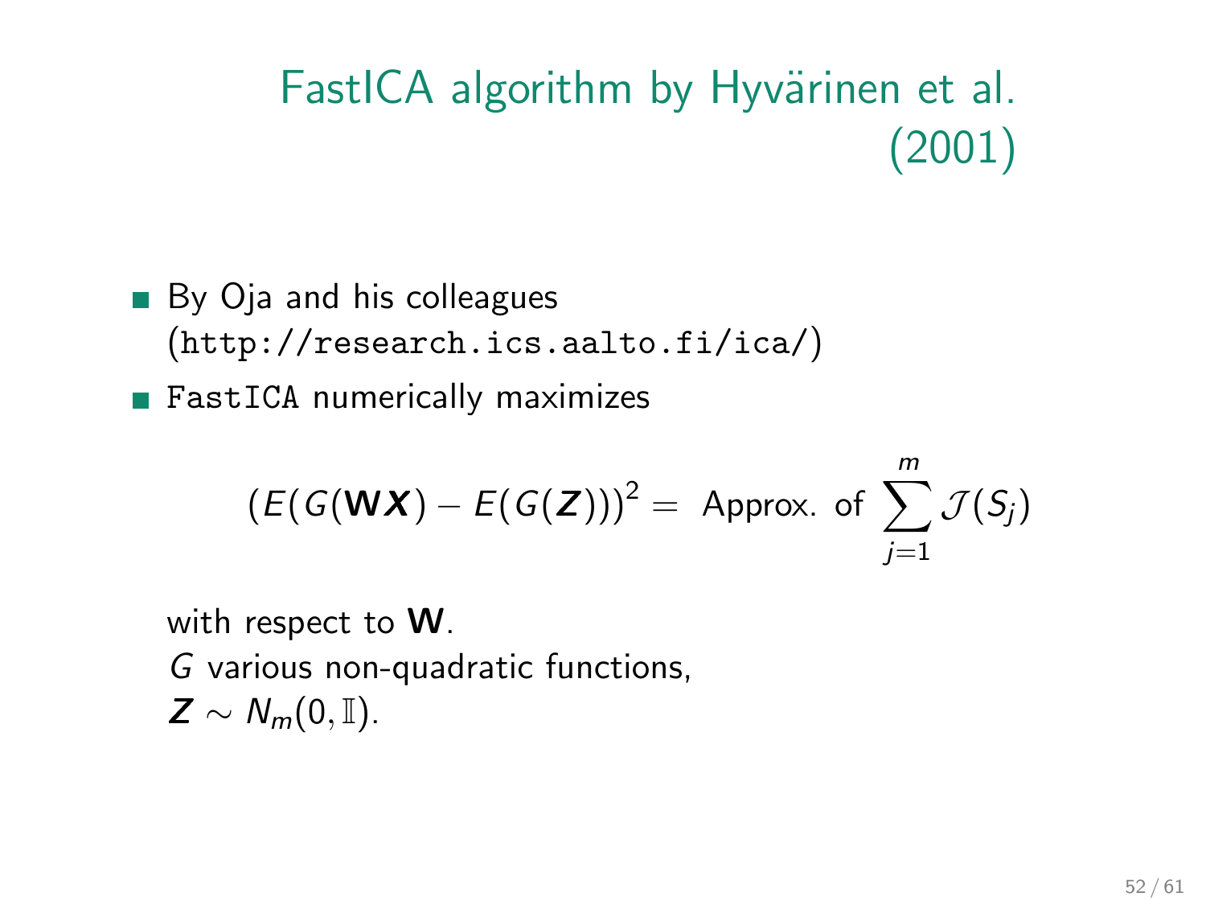# FastICA algorithm by Hyvärinen et al. (2001)

- By Oja and his colleagues (`http://research.ics.aalto.fi/ica/`)
- `FastICA` numerically maximizes

$$\left(E(G(\mathbf{W}\boldsymbol{X}) - E(G(\boldsymbol{Z}))\right)^2 = \text{ Approx. of } \sum_{j=1}^{m} \mathcal{J}(S_j)$$

  with respect to $\mathbf{W}$.
  $G$ various non-quadratic functions,
  $\boldsymbol{Z} \sim N_m(0, \mathbb{I})$.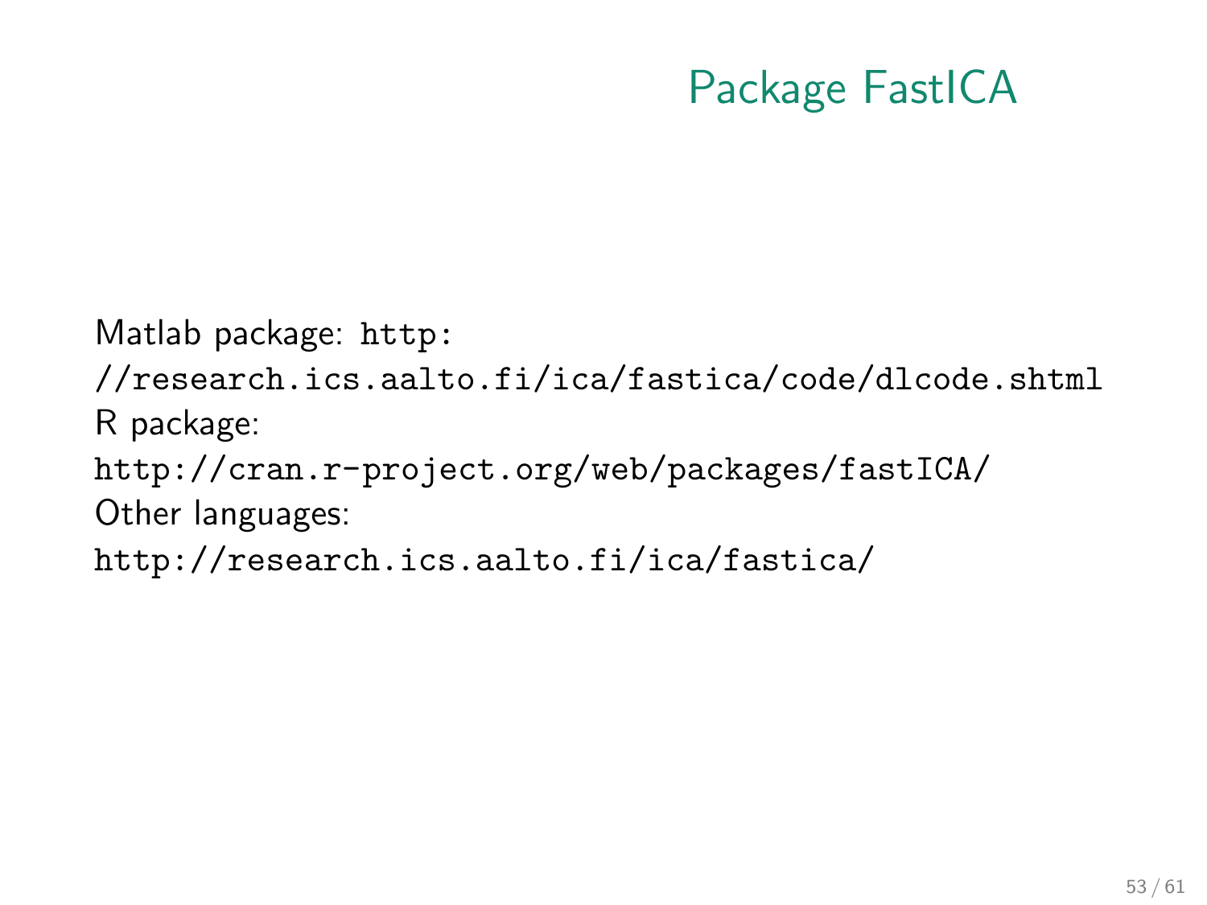# Package FastICA

Matlab package: http://research.ics.aalto.fi/ica/fastica/code/dlcode.shtml

R package:
http://cran.r-project.org/web/packages/fastICA/

Other languages:
http://research.ics.aalto.fi/ica/fastica/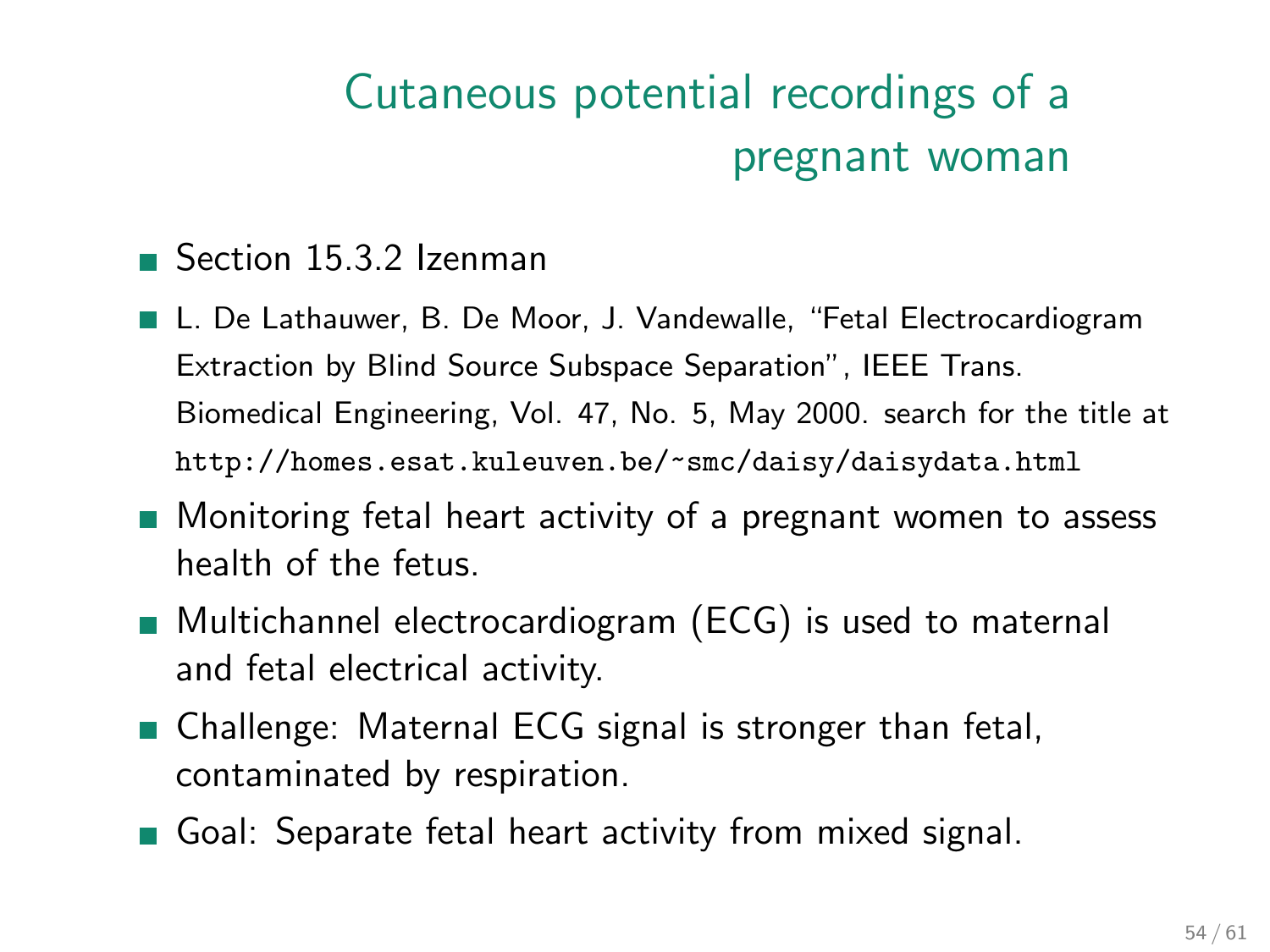## Cutaneous potential recordings of a pregnant woman

- Section 15.3.2 Izenman
- L. De Lathauwer, B. De Moor, J. Vandewalle, "Fetal Electrocardiogram Extraction by Blind Source Subspace Separation", IEEE Trans. Biomedical Engineering, Vol. 47, No. 5, May 2000. search for the title at `http://homes.esat.kuleuven.be/~smc/daisy/daisydata.html`
- Monitoring fetal heart activity of a pregnant women to assess health of the fetus.
- Multichannel electrocardiogram (ECG) is used to maternal and fetal electrical activity.
- Challenge: Maternal ECG signal is stronger than fetal, contaminated by respiration.
- Goal: Separate fetal heart activity from mixed signal.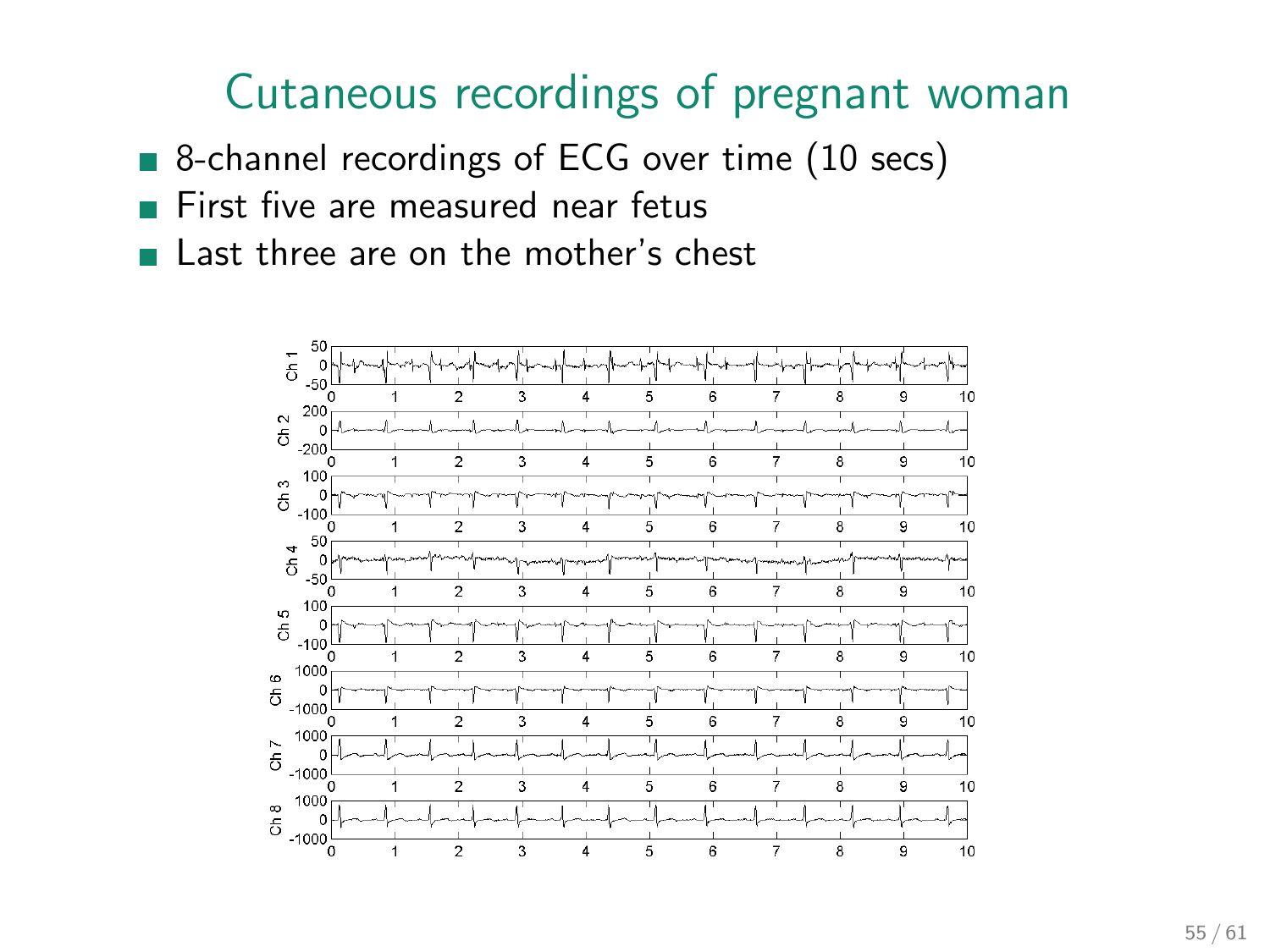# Cutaneous recordings of pregnant woman

- 8-channel recordings of ECG over time (10 secs)
- First five are measured near fetus
- Last three are on the mother's chest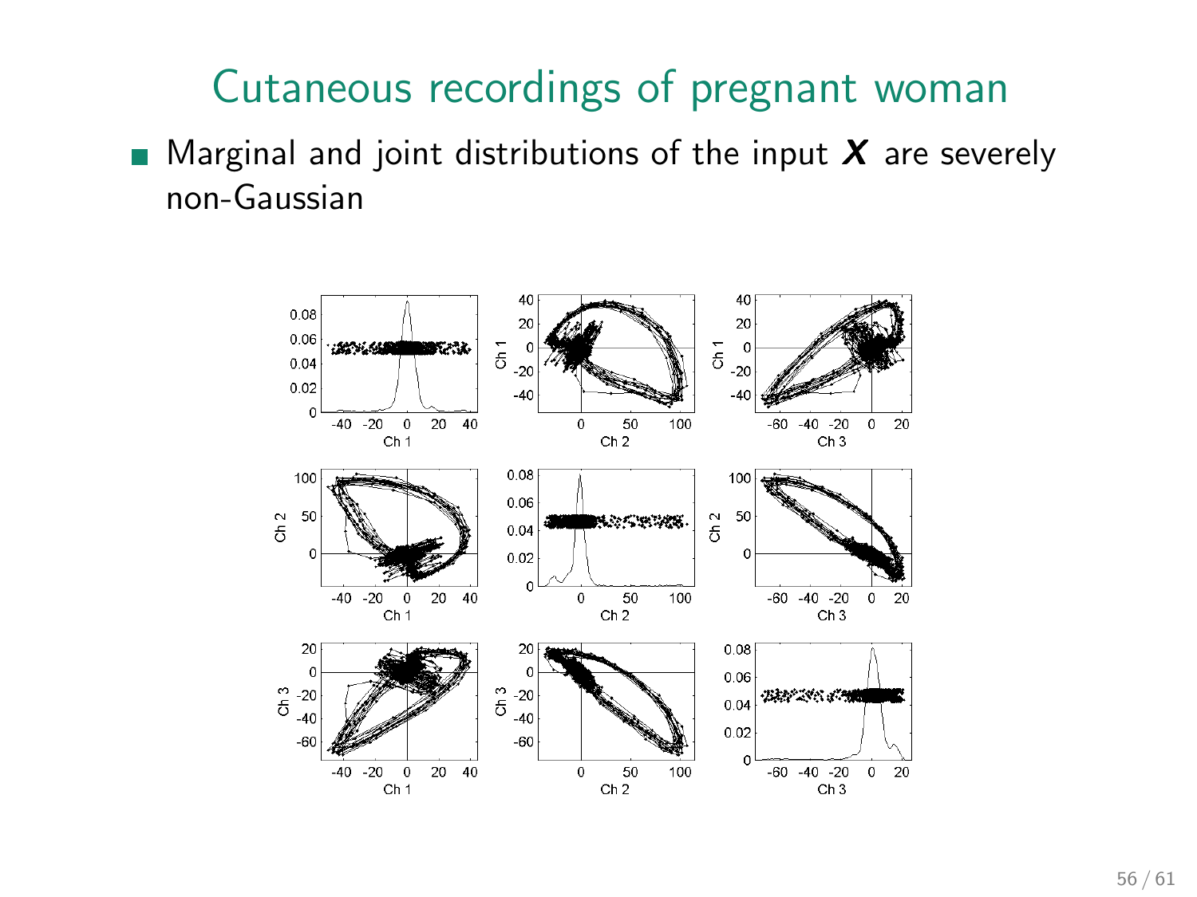# Cutaneous recordings of pregnant woman

- Marginal and joint distributions of the input $\boldsymbol{X}$ are severely non-Gaussian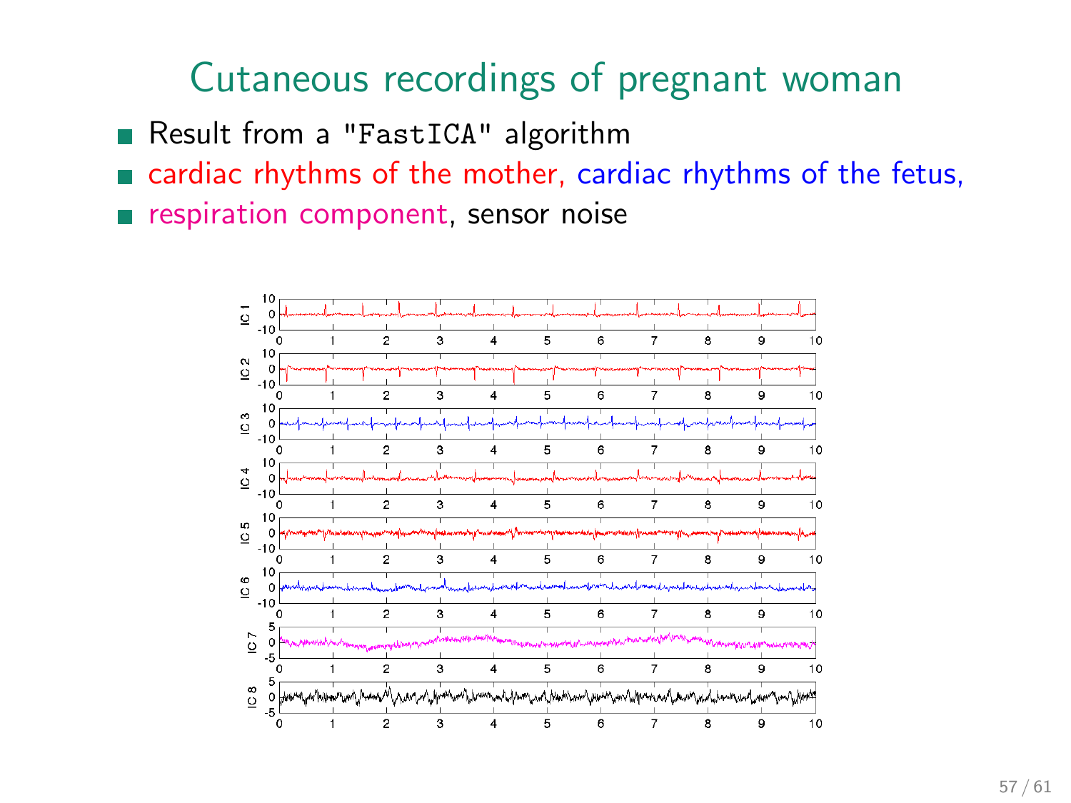# Cutaneous recordings of pregnant woman

- Result from a "FastICA" algorithm
- cardiac rhythms of the mother, cardiac rhythms of the fetus,
- respiration component, sensor noise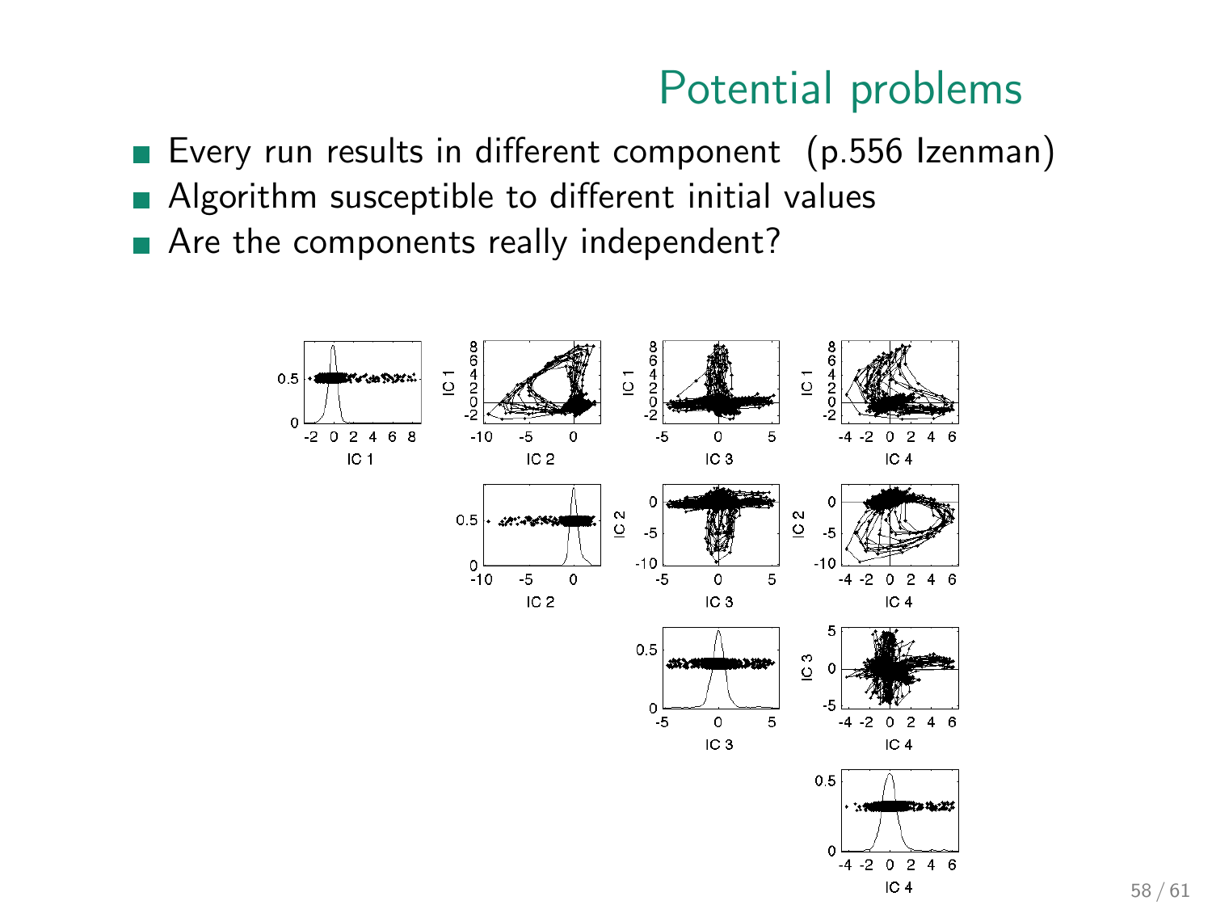## Potential problems

- Every run results in different component (p.556 Izenman)
- Algorithm susceptible to different initial values
- Are the components really independent?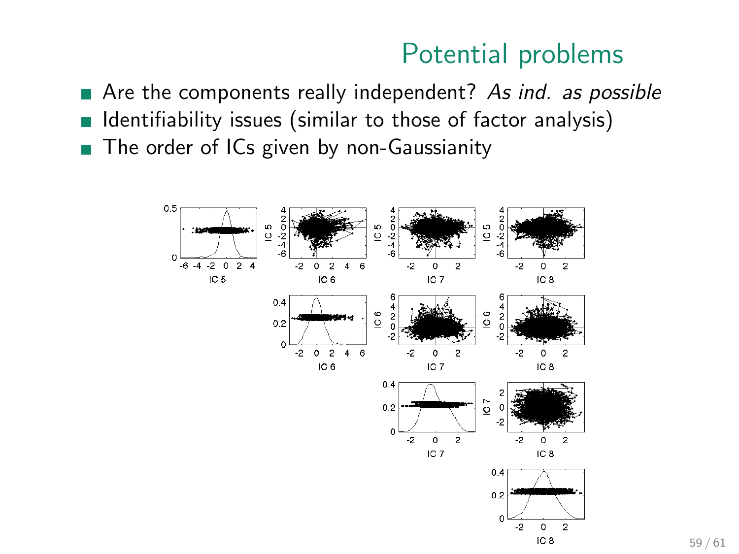## Potential problems

- Are the components really independent? *As ind. as possible*
- Identifiability issues (similar to those of factor analysis)
- The order of ICs given by non-Gaussianity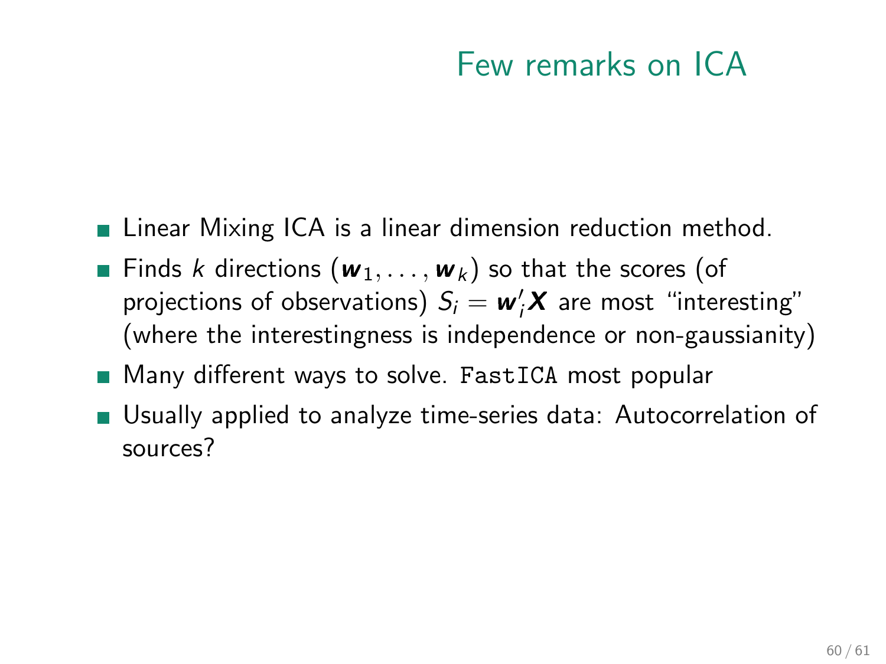# Few remarks on ICA

- Linear Mixing ICA is a linear dimension reduction method.
- Finds $k$ directions $(\boldsymbol{w}_1, \ldots, \boldsymbol{w}_k)$ so that the scores (of projections of observations) $S_i = \boldsymbol{w}_i' \boldsymbol{X}$ are most "interesting" (where the interestingness is independence or non-gaussianity)
- Many different ways to solve. `FastICA` most popular
- Usually applied to analyze time-series data: Autocorrelation of sources?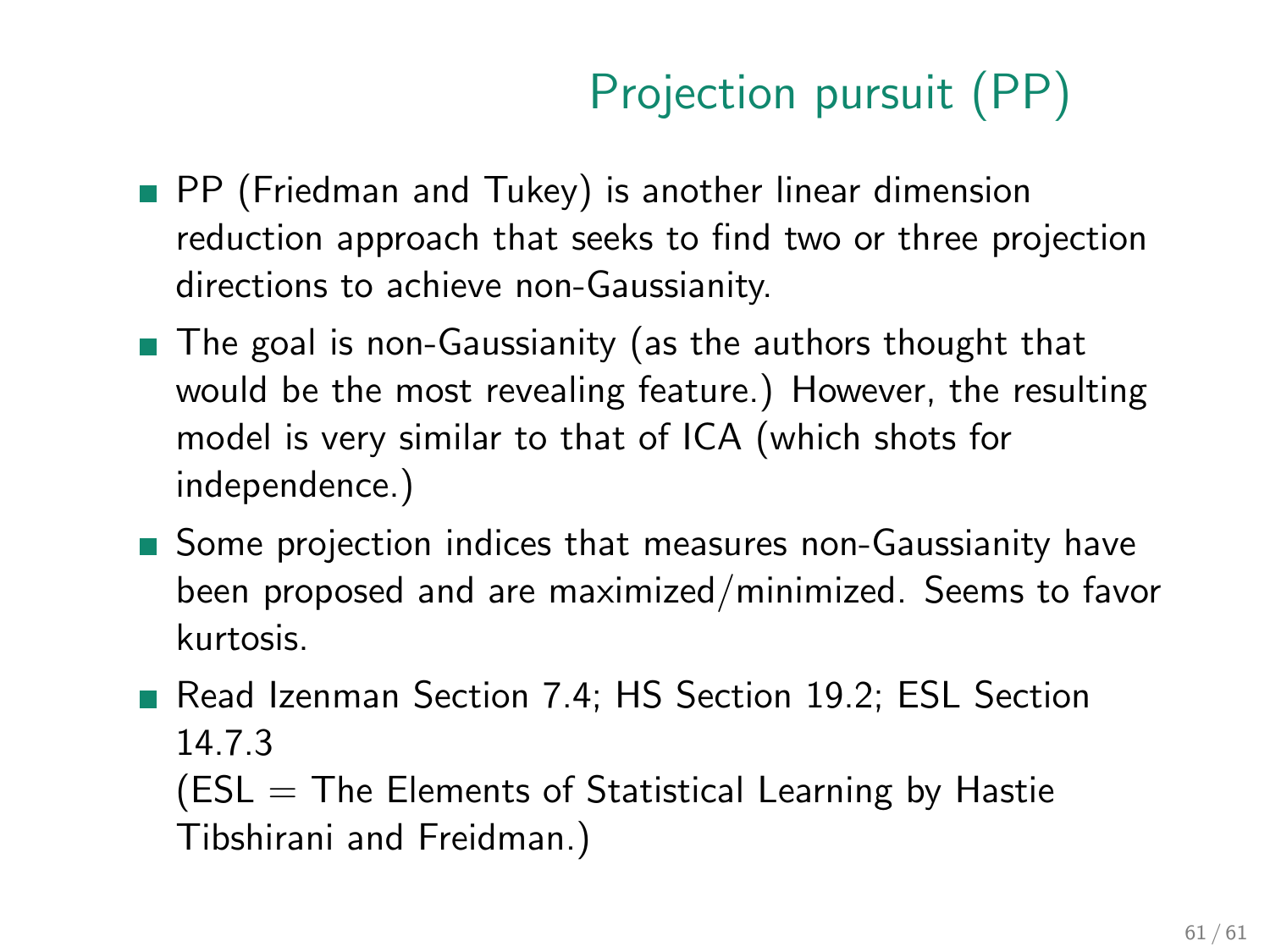# Projection pursuit (PP)

- PP (Friedman and Tukey) is another linear dimension reduction approach that seeks to find two or three projection directions to achieve non-Gaussianity.
- The goal is non-Gaussianity (as the authors thought that would be the most revealing feature.) However, the resulting model is very similar to that of ICA (which shots for independence.)
- Some projection indices that measures non-Gaussianity have been proposed and are maximized/minimized. Seems to favor kurtosis.
- Read Izenman Section 7.4; HS Section 19.2; ESL Section 14.7.3
  (ESL = The Elements of Statistical Learning by Hastie Tibshirani and Freidman.)